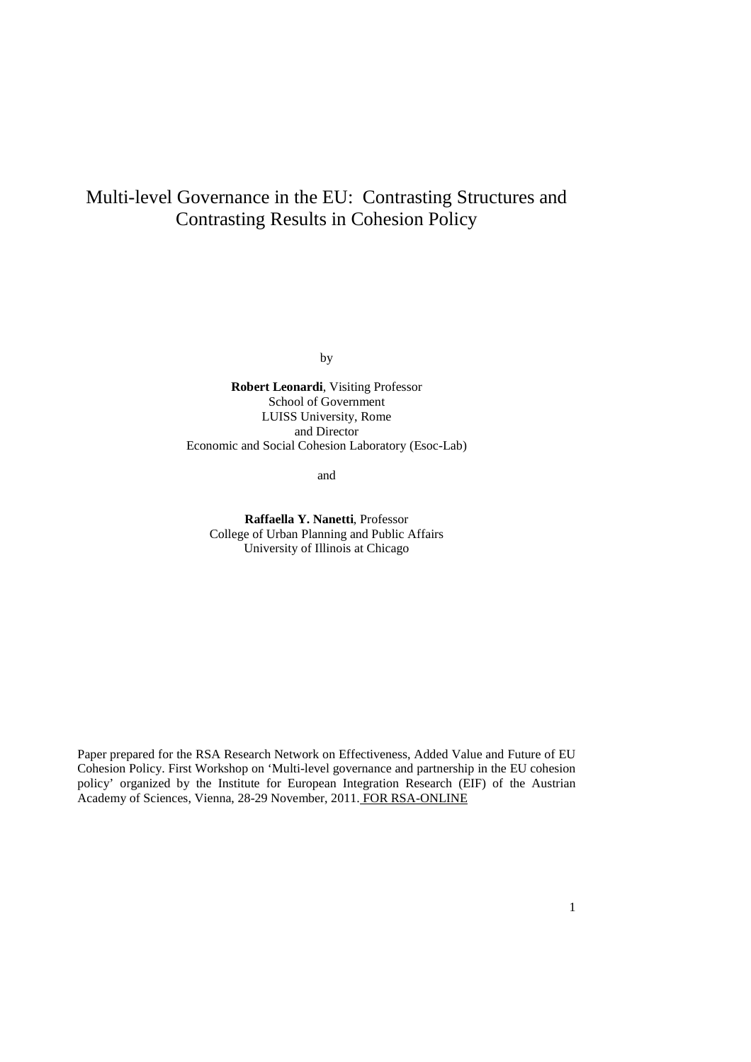# Multi-level Governance in the EU: Contrasting Structures and Contrasting Results in Cohesion Policy

by

**Robert Leonardi**, Visiting Professor
School of Government
LUISS University, Rome
and Director
Economic and Social Cohesion Laboratory (Esoc-Lab)

and

**Raffaella Y. Nanetti**, Professor
College of Urban Planning and Public Affairs
University of Illinois at Chicago

Paper prepared for the RSA Research Network on Effectiveness, Added Value and Future of EU Cohesion Policy. First Workshop on 'Multi-level governance and partnership in the EU cohesion policy' organized by the Institute for European Integration Research (EIF) of the Austrian Academy of Sciences, Vienna, 28-29 November, 2011. FOR RSA-ONLINE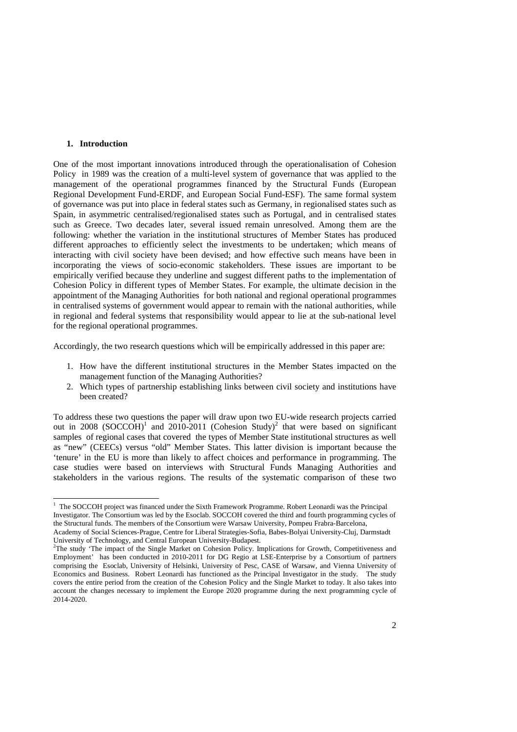## 1. Introduction

One of the most important innovations introduced through the operationalisation of Cohesion Policy in 1989 was the creation of a multi-level system of governance that was applied to the management of the operational programmes financed by the Structural Funds (European Regional Development Fund-ERDF, and European Social Fund-ESF). The same formal system of governance was put into place in federal states such as Germany, in regionalised states such as Spain, in asymmetric centralised/regionalised states such as Portugal, and in centralised states such as Greece. Two decades later, several issued remain unresolved. Among them are the following: whether the variation in the institutional structures of Member States has produced different approaches to efficiently select the investments to be undertaken; which means of interacting with civil society have been devised; and how effective such means have been in incorporating the views of socio-economic stakeholders. These issues are important to be empirically verified because they underline and suggest different paths to the implementation of Cohesion Policy in different types of Member States. For example, the ultimate decision in the appointment of the Managing Authorities for both national and regional operational programmes in centralised systems of government would appear to remain with the national authorities, while in regional and federal systems that responsibility would appear to lie at the sub-national level for the regional operational programmes.

Accordingly, the two research questions which will be empirically addressed in this paper are:

1. How have the different institutional structures in the Member States impacted on the management function of the Managing Authorities?
2. Which types of partnership establishing links between civil society and institutions have been created?

To address these two questions the paper will draw upon two EU-wide research projects carried out in 2008 (SOCCOH)[1] and 2010-2011 (Cohesion Study)[2] that were based on significant samples of regional cases that covered the types of Member State institutional structures as well as "new" (CEECs) versus "old" Member States. This latter division is important because the 'tenure' in the EU is more than likely to affect choices and performance in programming. The case studies were based on interviews with Structural Funds Managing Authorities and stakeholders in the various regions. The results of the systematic comparison of these two

---

[1] The SOCCOH project was financed under the Sixth Framework Programme. Robert Leonardi was the Principal Investigator. The Consortium was led by the Esoclab. SOCCOH covered the third and fourth programming cycles of the Structural funds. The members of the Consortium were Warsaw University, Pompeu Frabra-Barcelona, Academy of Social Sciences-Prague, Centre for Liberal Strategies-Sofia, Babes-Bolyai University-Cluj, Darmstadt University of Technology, and Central European University-Budapest.

[2] The study 'The impact of the Single Market on Cohesion Policy. Implications for Growth, Competitiveness and Employment' has been conducted in 2010-2011 for DG Regio at LSE-Enterprise by a Consortium of partners comprising the Esoclab, University of Helsinki, University of Pesc, CASE of Warsaw, and Vienna University of Economics and Business. Robert Leonardi has functioned as the Principal Investigator in the study. The study covers the entire period from the creation of the Cohesion Policy and the Single Market to today. It also takes into account the changes necessary to implement the Europe 2020 programme during the next programming cycle of 2014-2020.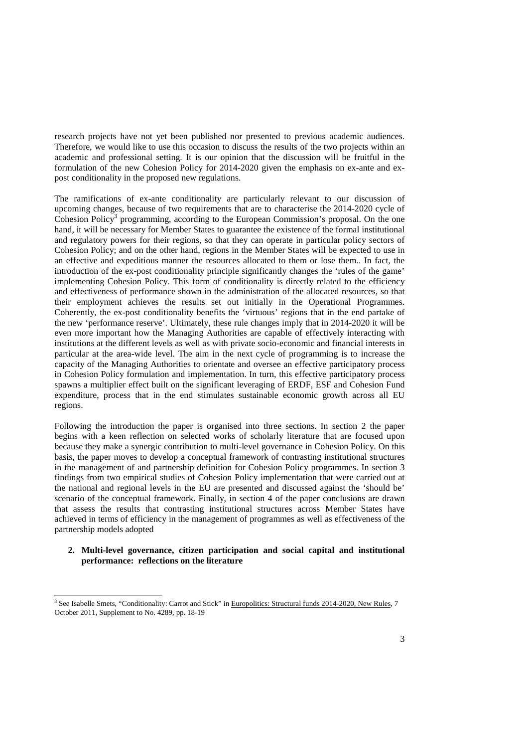research projects have not yet been published nor presented to previous academic audiences. Therefore, we would like to use this occasion to discuss the results of the two projects within an academic and professional setting. It is our opinion that the discussion will be fruitful in the formulation of the new Cohesion Policy for 2014-2020 given the emphasis on ex-ante and ex-post conditionality in the proposed new regulations.

The ramifications of ex-ante conditionality are particularly relevant to our discussion of upcoming changes, because of two requirements that are to characterise the 2014-2020 cycle of Cohesion Policy[3] programming, according to the European Commission's proposal. On the one hand, it will be necessary for Member States to guarantee the existence of the formal institutional and regulatory powers for their regions, so that they can operate in particular policy sectors of Cohesion Policy; and on the other hand, regions in the Member States will be expected to use in an effective and expeditious manner the resources allocated to them or lose them.. In fact, the introduction of the ex-post conditionality principle significantly changes the 'rules of the game' implementing Cohesion Policy. This form of conditionality is directly related to the efficiency and effectiveness of performance shown in the administration of the allocated resources, so that their employment achieves the results set out initially in the Operational Programmes. Coherently, the ex-post conditionality benefits the 'virtuous' regions that in the end partake of the new 'performance reserve'. Ultimately, these rule changes imply that in 2014-2020 it will be even more important how the Managing Authorities are capable of effectively interacting with institutions at the different levels as well as with private socio-economic and financial interests in particular at the area-wide level. The aim in the next cycle of programming is to increase the capacity of the Managing Authorities to orientate and oversee an effective participatory process in Cohesion Policy formulation and implementation. In turn, this effective participatory process spawns a multiplier effect built on the significant leveraging of ERDF, ESF and Cohesion Fund expenditure, process that in the end stimulates sustainable economic growth across all EU regions.

Following the introduction the paper is organised into three sections. In section 2 the paper begins with a keen reflection on selected works of scholarly literature that are focused upon because they make a synergic contribution to multi-level governance in Cohesion Policy. On this basis, the paper moves to develop a conceptual framework of contrasting institutional structures in the management of and partnership definition for Cohesion Policy programmes. In section 3 findings from two empirical studies of Cohesion Policy implementation that were carried out at the national and regional levels in the EU are presented and discussed against the 'should be' scenario of the conceptual framework. Finally, in section 4 of the paper conclusions are drawn that assess the results that contrasting institutional structures across Member States have achieved in terms of efficiency in the management of programmes as well as effectiveness of the partnership models adopted

## 2. Multi-level governance, citizen participation and social capital and institutional performance: reflections on the literature

---

[3] See Isabelle Smets, "Conditionality: Carrot and Stick" in Europolitics: Structural funds 2014-2020, New Rules, 7 October 2011, Supplement to No. 4289, pp. 18-19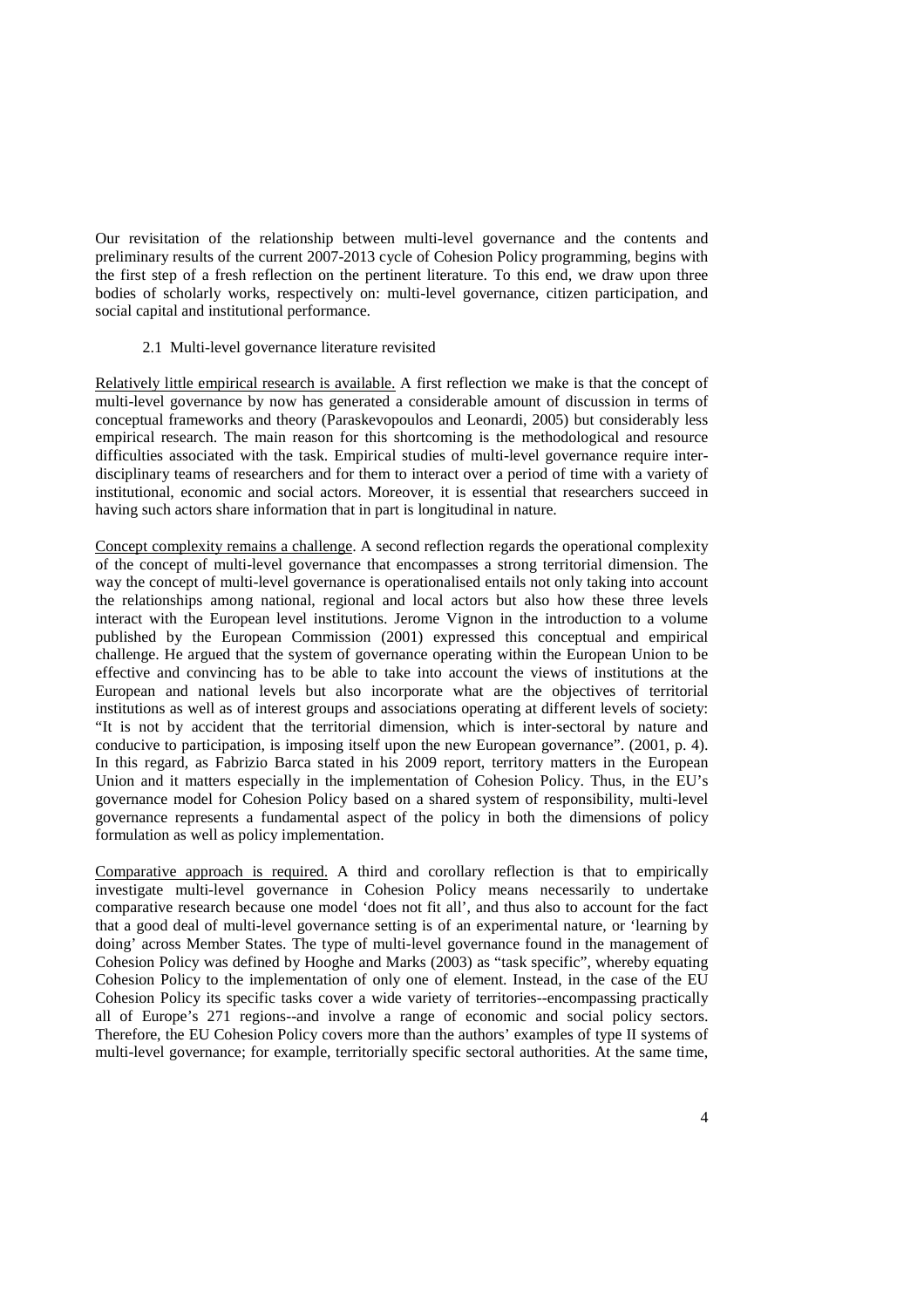Our revisitation of the relationship between multi-level governance and the contents and preliminary results of the current 2007-2013 cycle of Cohesion Policy programming, begins with the first step of a fresh reflection on the pertinent literature. To this end, we draw upon three bodies of scholarly works, respectively on: multi-level governance, citizen participation, and social capital and institutional performance.

### 2.1 Multi-level governance literature revisited

<u>Relatively little empirical research is available.</u> A first reflection we make is that the concept of multi-level governance by now has generated a considerable amount of discussion in terms of conceptual frameworks and theory (Paraskevopoulos and Leonardi, 2005) but considerably less empirical research. The main reason for this shortcoming is the methodological and resource difficulties associated with the task. Empirical studies of multi-level governance require inter-disciplinary teams of researchers and for them to interact over a period of time with a variety of institutional, economic and social actors. Moreover, it is essential that researchers succeed in having such actors share information that in part is longitudinal in nature.

<u>Concept complexity remains a challenge</u>. A second reflection regards the operational complexity of the concept of multi-level governance that encompasses a strong territorial dimension. The way the concept of multi-level governance is operationalised entails not only taking into account the relationships among national, regional and local actors but also how these three levels interact with the European level institutions. Jerome Vignon in the introduction to a volume published by the European Commission (2001) expressed this conceptual and empirical challenge. He argued that the system of governance operating within the European Union to be effective and convincing has to be able to take into account the views of institutions at the European and national levels but also incorporate what are the objectives of territorial institutions as well as of interest groups and associations operating at different levels of society: "It is not by accident that the territorial dimension, which is inter-sectoral by nature and conducive to participation, is imposing itself upon the new European governance". (2001, p. 4). In this regard, as Fabrizio Barca stated in his 2009 report, territory matters in the European Union and it matters especially in the implementation of Cohesion Policy. Thus, in the EU's governance model for Cohesion Policy based on a shared system of responsibility, multi-level governance represents a fundamental aspect of the policy in both the dimensions of policy formulation as well as policy implementation.

<u>Comparative approach is required.</u> A third and corollary reflection is that to empirically investigate multi-level governance in Cohesion Policy means necessarily to undertake comparative research because one model 'does not fit all', and thus also to account for the fact that a good deal of multi-level governance setting is of an experimental nature, or 'learning by doing' across Member States. The type of multi-level governance found in the management of Cohesion Policy was defined by Hooghe and Marks (2003) as "task specific", whereby equating Cohesion Policy to the implementation of only one of element. Instead, in the case of the EU Cohesion Policy its specific tasks cover a wide variety of territories--encompassing practically all of Europe's 271 regions--and involve a range of economic and social policy sectors. Therefore, the EU Cohesion Policy covers more than the authors' examples of type II systems of multi-level governance; for example, territorially specific sectoral authorities. At the same time,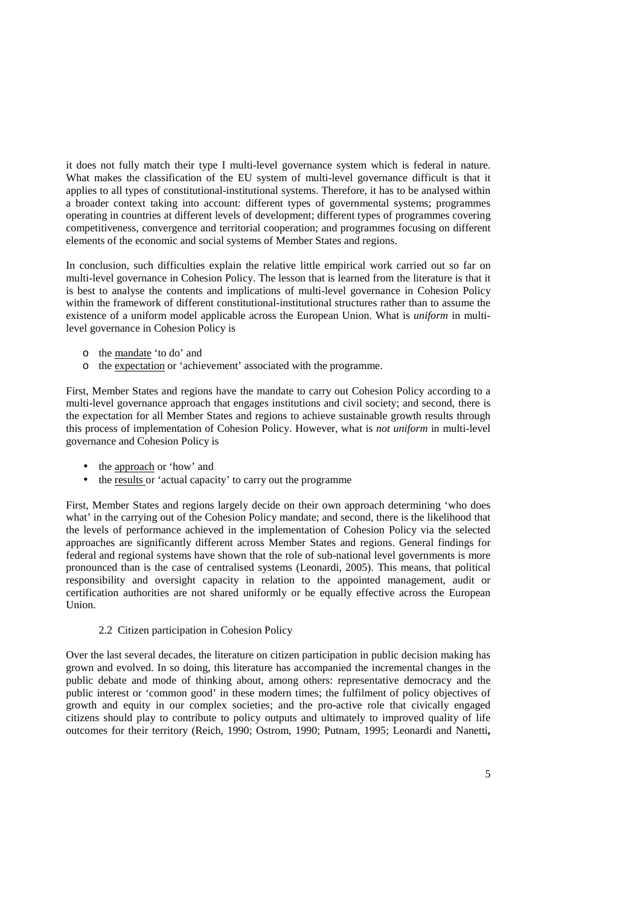it does not fully match their type I multi-level governance system which is federal in nature. What makes the classification of the EU system of multi-level governance difficult is that it applies to all types of constitutional-institutional systems. Therefore, it has to be analysed within a broader context taking into account: different types of governmental systems; programmes operating in countries at different levels of development; different types of programmes covering competitiveness, convergence and territorial cooperation; and programmes focusing on different elements of the economic and social systems of Member States and regions.

In conclusion, such difficulties explain the relative little empirical work carried out so far on multi-level governance in Cohesion Policy. The lesson that is learned from the literature is that it is best to analyse the contents and implications of multi-level governance in Cohesion Policy within the framework of different constitutional-institutional structures rather than to assume the existence of a uniform model applicable across the European Union. What is *uniform* in multi-level governance in Cohesion Policy is

- the mandate 'to do' and
- the expectation or 'achievement' associated with the programme.

First, Member States and regions have the mandate to carry out Cohesion Policy according to a multi-level governance approach that engages institutions and civil society; and second, there is the expectation for all Member States and regions to achieve sustainable growth results through this process of implementation of Cohesion Policy. However, what is *not uniform* in multi-level governance and Cohesion Policy is

- the approach or 'how' and
- the results or 'actual capacity' to carry out the programme

First, Member States and regions largely decide on their own approach determining 'who does what' in the carrying out of the Cohesion Policy mandate; and second, there is the likelihood that the levels of performance achieved in the implementation of Cohesion Policy via the selected approaches are significantly different across Member States and regions. General findings for federal and regional systems have shown that the role of sub-national level governments is more pronounced than is the case of centralised systems (Leonardi, 2005). This means, that political responsibility and oversight capacity in relation to the appointed management, audit or certification authorities are not shared uniformly or be equally effective across the European Union.

### 2.2 Citizen participation in Cohesion Policy

Over the last several decades, the literature on citizen participation in public decision making has grown and evolved. In so doing, this literature has accompanied the incremental changes in the public debate and mode of thinking about, among others: representative democracy and the public interest or 'common good' in these modern times; the fulfilment of policy objectives of growth and equity in our complex societies; and the pro-active role that civically engaged citizens should play to contribute to policy outputs and ultimately to improved quality of life outcomes for their territory (Reich, 1990; Ostrom, 1990; Putnam, 1995; Leonardi and Nanetti,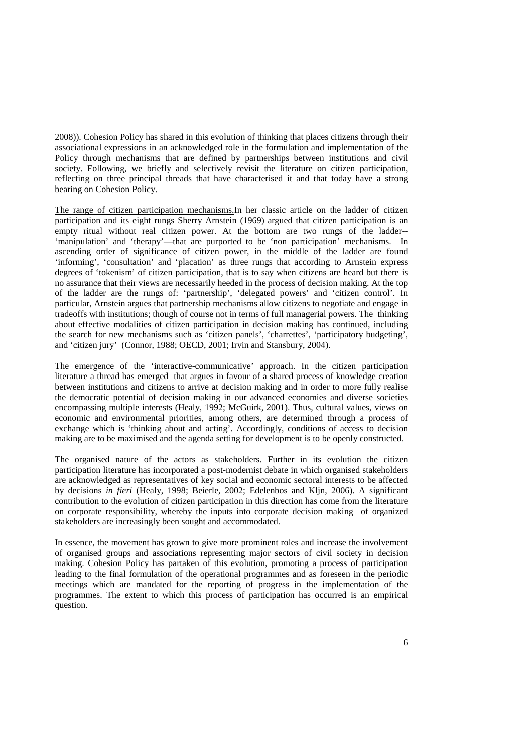2008)). Cohesion Policy has shared in this evolution of thinking that places citizens through their associational expressions in an acknowledged role in the formulation and implementation of the Policy through mechanisms that are defined by partnerships between institutions and civil society. Following, we briefly and selectively revisit the literature on citizen participation, reflecting on three principal threads that have characterised it and that today have a strong bearing on Cohesion Policy.

<u>The range of citizen participation mechanisms.</u>In her classic article on the ladder of citizen participation and its eight rungs Sherry Arnstein (1969) argued that citizen participation is an empty ritual without real citizen power. At the bottom are two rungs of the ladder--'manipulation' and 'therapy'—that are purported to be 'non participation' mechanisms. In ascending order of significance of citizen power, in the middle of the ladder are found 'informing', 'consultation' and 'placation' as three rungs that according to Arnstein express degrees of 'tokenism' of citizen participation, that is to say when citizens are heard but there is no assurance that their views are necessarily heeded in the process of decision making. At the top of the ladder are the rungs of: 'partnership', 'delegated powers' and 'citizen control'. In particular, Arnstein argues that partnership mechanisms allow citizens to negotiate and engage in tradeoffs with institutions; though of course not in terms of full managerial powers. The thinking about effective modalities of citizen participation in decision making has continued, including the search for new mechanisms such as 'citizen panels', 'charrettes', 'participatory budgeting', and 'citizen jury' (Connor, 1988; OECD, 2001; Irvin and Stansbury, 2004).

<u>The emergence of the 'interactive-communicative' approach.</u> In the citizen participation literature a thread has emerged that argues in favour of a shared process of knowledge creation between institutions and citizens to arrive at decision making and in order to more fully realise the democratic potential of decision making in our advanced economies and diverse societies encompassing multiple interests (Healy, 1992; McGuirk, 2001). Thus, cultural values, views on economic and environmental priorities, among others, are determined through a process of exchange which is 'thinking about and acting'. Accordingly, conditions of access to decision making are to be maximised and the agenda setting for development is to be openly constructed.

<u>The organised nature of the actors as stakeholders.</u> Further in its evolution the citizen participation literature has incorporated a post-modernist debate in which organised stakeholders are acknowledged as representatives of key social and economic sectoral interests to be affected by decisions *in fieri* (Healy, 1998; Beierle, 2002; Edelenbos and Kljn, 2006). A significant contribution to the evolution of citizen participation in this direction has come from the literature on corporate responsibility, whereby the inputs into corporate decision making of organized stakeholders are increasingly been sought and accommodated.

In essence, the movement has grown to give more prominent roles and increase the involvement of organised groups and associations representing major sectors of civil society in decision making. Cohesion Policy has partaken of this evolution, promoting a process of participation leading to the final formulation of the operational programmes and as foreseen in the periodic meetings which are mandated for the reporting of progress in the implementation of the programmes. The extent to which this process of participation has occurred is an empirical question.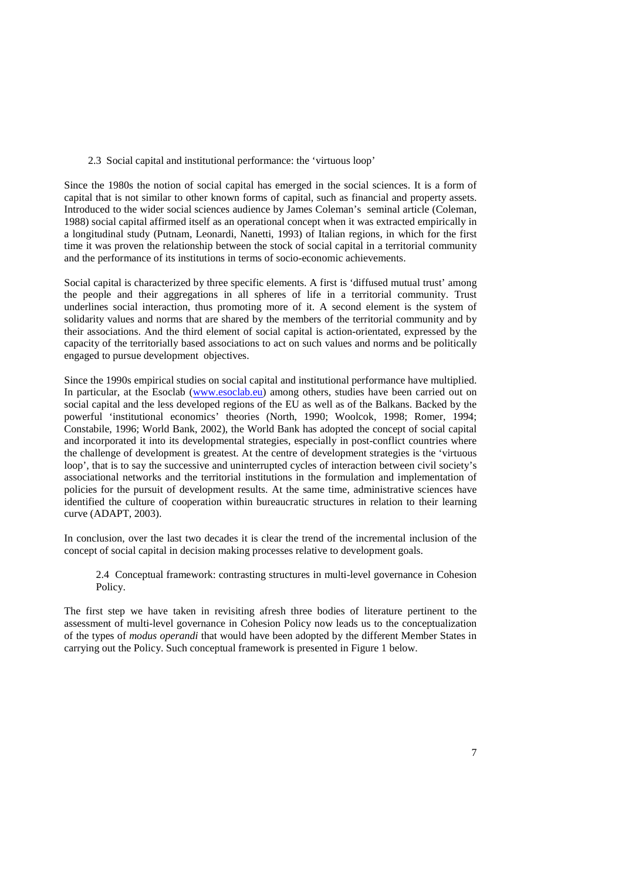### 2.3 Social capital and institutional performance: the 'virtuous loop'

Since the 1980s the notion of social capital has emerged in the social sciences. It is a form of capital that is not similar to other known forms of capital, such as financial and property assets. Introduced to the wider social sciences audience by James Coleman's seminal article (Coleman, 1988) social capital affirmed itself as an operational concept when it was extracted empirically in a longitudinal study (Putnam, Leonardi, Nanetti, 1993) of Italian regions, in which for the first time it was proven the relationship between the stock of social capital in a territorial community and the performance of its institutions in terms of socio-economic achievements.

Social capital is characterized by three specific elements. A first is 'diffused mutual trust' among the people and their aggregations in all spheres of life in a territorial community. Trust underlines social interaction, thus promoting more of it. A second element is the system of solidarity values and norms that are shared by the members of the territorial community and by their associations. And the third element of social capital is action-orientated, expressed by the capacity of the territorially based associations to act on such values and norms and be politically engaged to pursue development objectives.

Since the 1990s empirical studies on social capital and institutional performance have multiplied. In particular, at the Esoclab ([www.esoclab.eu](http://www.esoclab.eu)) among others, studies have been carried out on social capital and the less developed regions of the EU as well as of the Balkans. Backed by the powerful 'institutional economics' theories (North, 1990; Woolcok, 1998; Romer, 1994; Constabile, 1996; World Bank, 2002), the World Bank has adopted the concept of social capital and incorporated it into its developmental strategies, especially in post-conflict countries where the challenge of development is greatest. At the centre of development strategies is the 'virtuous loop', that is to say the successive and uninterrupted cycles of interaction between civil society's associational networks and the territorial institutions in the formulation and implementation of policies for the pursuit of development results. At the same time, administrative sciences have identified the culture of cooperation within bureaucratic structures in relation to their learning curve (ADAPT, 2003).

In conclusion, over the last two decades it is clear the trend of the incremental inclusion of the concept of social capital in decision making processes relative to development goals.

### 2.4 Conceptual framework: contrasting structures in multi-level governance in Cohesion Policy.

The first step we have taken in revisiting afresh three bodies of literature pertinent to the assessment of multi-level governance in Cohesion Policy now leads us to the conceptualization of the types of *modus operandi* that would have been adopted by the different Member States in carrying out the Policy. Such conceptual framework is presented in Figure 1 below.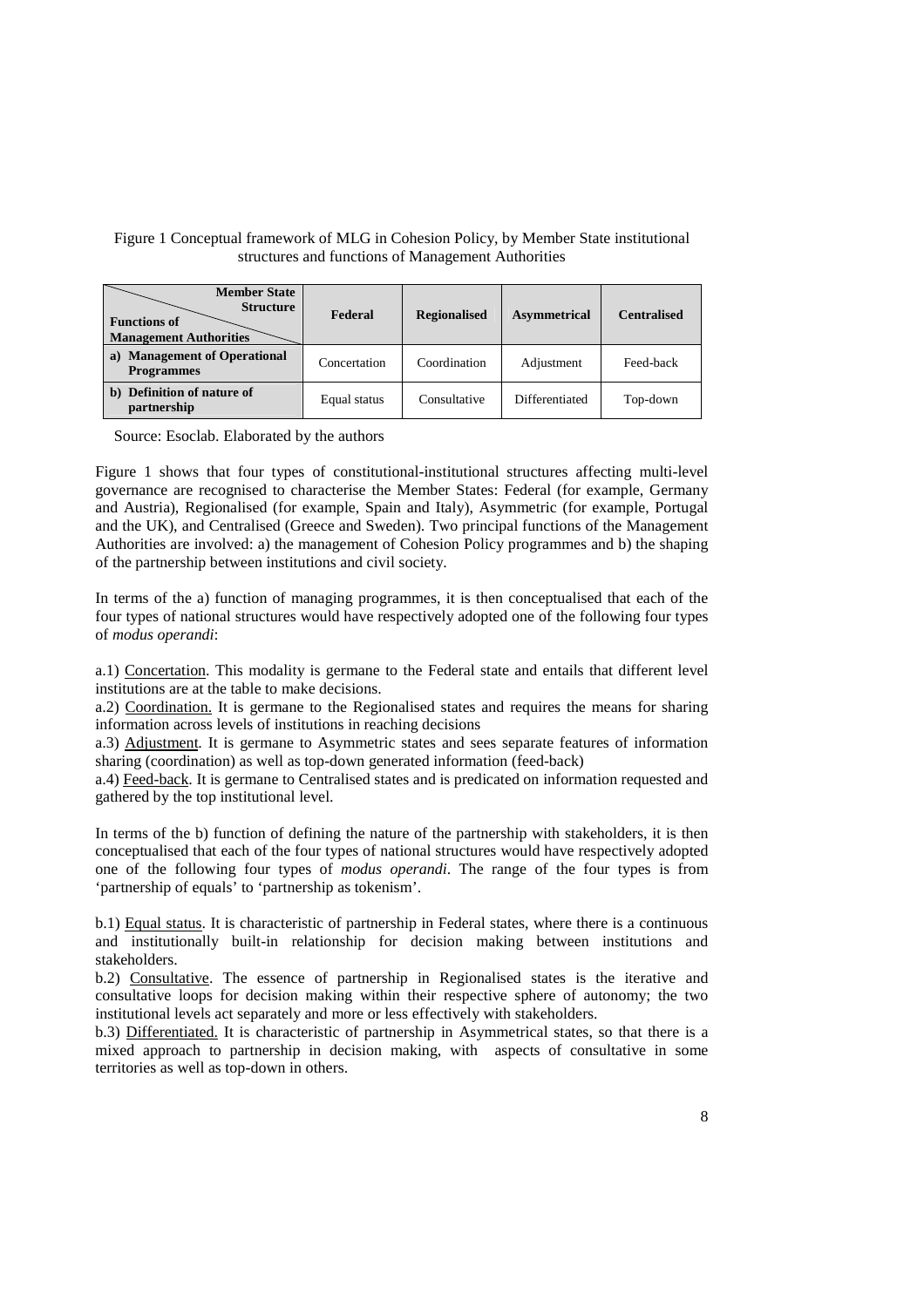Figure 1 Conceptual framework of MLG in Cohesion Policy, by Member State institutional structures and functions of Management Authorities

| Member State Structure / Functions of Management Authorities | Federal | Regionalised | Asymmetrical | Centralised |
| --- | --- | --- | --- | --- |
| **a) Management of Operational Programmes** | Concertation | Coordination | Adjustment | Feed-back |
| **b) Definition of nature of partnership** | Equal status | Consultative | Differentiated | Top-down |

Source: Esoclab. Elaborated by the authors

Figure 1 shows that four types of constitutional-institutional structures affecting multi-level governance are recognised to characterise the Member States: Federal (for example, Germany and Austria), Regionalised (for example, Spain and Italy), Asymmetric (for example, Portugal and the UK), and Centralised (Greece and Sweden). Two principal functions of the Management Authorities are involved: a) the management of Cohesion Policy programmes and b) the shaping of the partnership between institutions and civil society.

In terms of the a) function of managing programmes, it is then conceptualised that each of the four types of national structures would have respectively adopted one of the following four types of *modus operandi*:

a.1) Concertation. This modality is germane to the Federal state and entails that different level institutions are at the table to make decisions.
a.2) Coordination. It is germane to the Regionalised states and requires the means for sharing information across levels of institutions in reaching decisions
a.3) Adjustment. It is germane to Asymmetric states and sees separate features of information sharing (coordination) as well as top-down generated information (feed-back)
a.4) Feed-back. It is germane to Centralised states and is predicated on information requested and gathered by the top institutional level.

In terms of the b) function of defining the nature of the partnership with stakeholders, it is then conceptualised that each of the four types of national structures would have respectively adopted one of the following four types of *modus operandi*. The range of the four types is from 'partnership of equals' to 'partnership as tokenism'.

b.1) Equal status. It is characteristic of partnership in Federal states, where there is a continuous and institutionally built-in relationship for decision making between institutions and stakeholders.
b.2) Consultative. The essence of partnership in Regionalised states is the iterative and consultative loops for decision making within their respective sphere of autonomy; the two institutional levels act separately and more or less effectively with stakeholders.
b.3) Differentiated. It is characteristic of partnership in Asymmetrical states, so that there is a mixed approach to partnership in decision making, with aspects of consultative in some territories as well as top-down in others.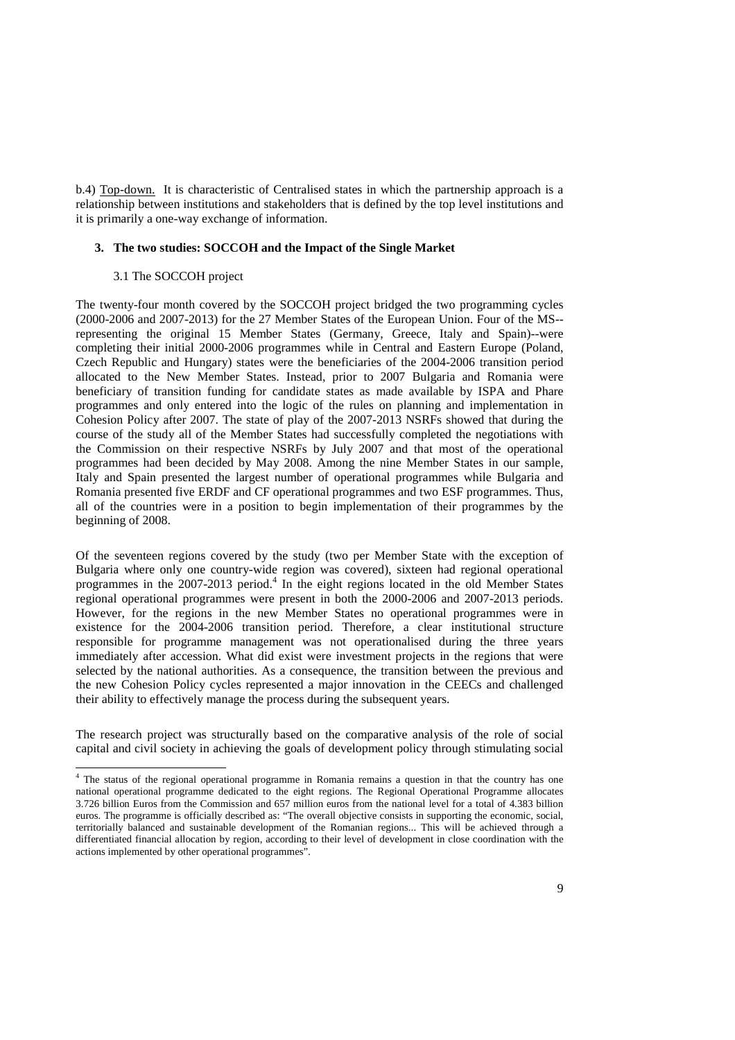b.4) Top-down. It is characteristic of Centralised states in which the partnership approach is a relationship between institutions and stakeholders that is defined by the top level institutions and it is primarily a one-way exchange of information.

## 3. The two studies: SOCCOH and the Impact of the Single Market

### 3.1 The SOCCOH project

The twenty-four month covered by the SOCCOH project bridged the two programming cycles (2000-2006 and 2007-2013) for the 27 Member States of the European Union. Four of the MS--representing the original 15 Member States (Germany, Greece, Italy and Spain)--were completing their initial 2000-2006 programmes while in Central and Eastern Europe (Poland, Czech Republic and Hungary) states were the beneficiaries of the 2004-2006 transition period allocated to the New Member States. Instead, prior to 2007 Bulgaria and Romania were beneficiary of transition funding for candidate states as made available by ISPA and Phare programmes and only entered into the logic of the rules on planning and implementation in Cohesion Policy after 2007. The state of play of the 2007-2013 NSRFs showed that during the course of the study all of the Member States had successfully completed the negotiations with the Commission on their respective NSRFs by July 2007 and that most of the operational programmes had been decided by May 2008. Among the nine Member States in our sample, Italy and Spain presented the largest number of operational programmes while Bulgaria and Romania presented five ERDF and CF operational programmes and two ESF programmes. Thus, all of the countries were in a position to begin implementation of their programmes by the beginning of 2008.

Of the seventeen regions covered by the study (two per Member State with the exception of Bulgaria where only one country-wide region was covered), sixteen had regional operational programmes in the 2007-2013 period.[4] In the eight regions located in the old Member States regional operational programmes were present in both the 2000-2006 and 2007-2013 periods. However, for the regions in the new Member States no operational programmes were in existence for the 2004-2006 transition period. Therefore, a clear institutional structure responsible for programme management was not operationalised during the three years immediately after accession. What did exist were investment projects in the regions that were selected by the national authorities. As a consequence, the transition between the previous and the new Cohesion Policy cycles represented a major innovation in the CEECs and challenged their ability to effectively manage the process during the subsequent years.

The research project was structurally based on the comparative analysis of the role of social capital and civil society in achieving the goals of development policy through stimulating social

---

[4] The status of the regional operational programme in Romania remains a question in that the country has one national operational programme dedicated to the eight regions. The Regional Operational Programme allocates 3.726 billion Euros from the Commission and 657 million euros from the national level for a total of 4.383 billion euros. The programme is officially described as: "The overall objective consists in supporting the economic, social, territorially balanced and sustainable development of the Romanian regions... This will be achieved through a differentiated financial allocation by region, according to their level of development in close coordination with the actions implemented by other operational programmes".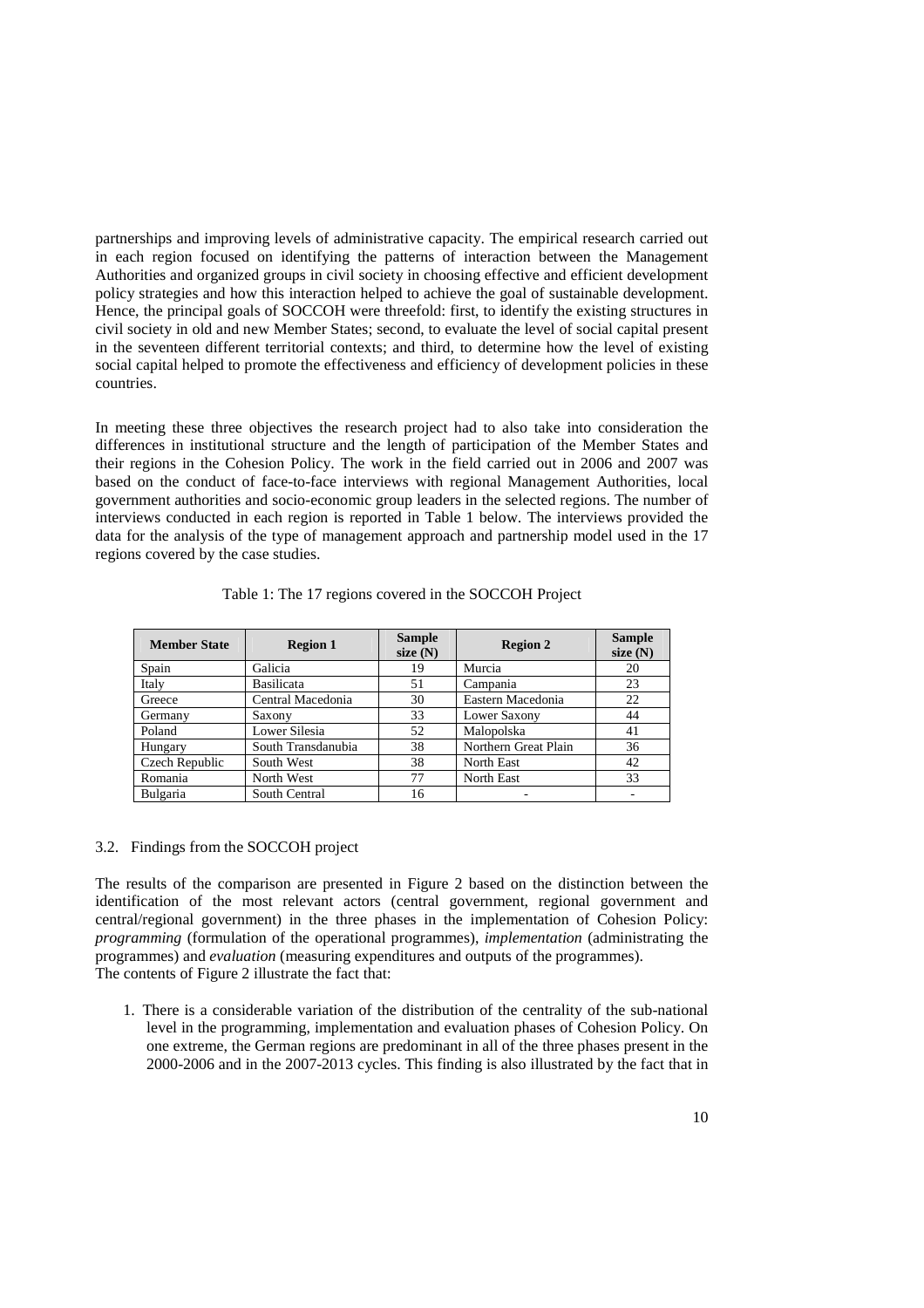partnerships and improving levels of administrative capacity. The empirical research carried out in each region focused on identifying the patterns of interaction between the Management Authorities and organized groups in civil society in choosing effective and efficient development policy strategies and how this interaction helped to achieve the goal of sustainable development. Hence, the principal goals of SOCCOH were threefold: first, to identify the existing structures in civil society in old and new Member States; second, to evaluate the level of social capital present in the seventeen different territorial contexts; and third, to determine how the level of existing social capital helped to promote the effectiveness and efficiency of development policies in these countries.

In meeting these three objectives the research project had to also take into consideration the differences in institutional structure and the length of participation of the Member States and their regions in the Cohesion Policy. The work in the field carried out in 2006 and 2007 was based on the conduct of face-to-face interviews with regional Management Authorities, local government authorities and socio-economic group leaders in the selected regions. The number of interviews conducted in each region is reported in Table 1 below. The interviews provided the data for the analysis of the type of management approach and partnership model used in the 17 regions covered by the case studies.

Table 1: The 17 regions covered in the SOCCOH Project

| Member State | Region 1 | Sample size (N) | Region 2 | Sample size (N) |
|---|---|---|---|---|
| Spain | Galicia | 19 | Murcia | 20 |
| Italy | Basilicata | 51 | Campania | 23 |
| Greece | Central Macedonia | 30 | Eastern Macedonia | 22 |
| Germany | Saxony | 33 | Lower Saxony | 44 |
| Poland | Lower Silesia | 52 | Malopolska | 41 |
| Hungary | South Transdanubia | 38 | Northern Great Plain | 36 |
| Czech Republic | South West | 38 | North East | 42 |
| Romania | North West | 77 | North East | 33 |
| Bulgaria | South Central | 16 | - | - |

### 3.2. Findings from the SOCCOH project

The results of the comparison are presented in Figure 2 based on the distinction between the identification of the most relevant actors (central government, regional government and central/regional government) in the three phases in the implementation of Cohesion Policy: *programming* (formulation of the operational programmes), *implementation* (administrating the programmes) and *evaluation* (measuring expenditures and outputs of the programmes). The contents of Figure 2 illustrate the fact that:

1. There is a considerable variation of the distribution of the centrality of the sub-national level in the programming, implementation and evaluation phases of Cohesion Policy. On one extreme, the German regions are predominant in all of the three phases present in the 2000-2006 and in the 2007-2013 cycles. This finding is also illustrated by the fact that in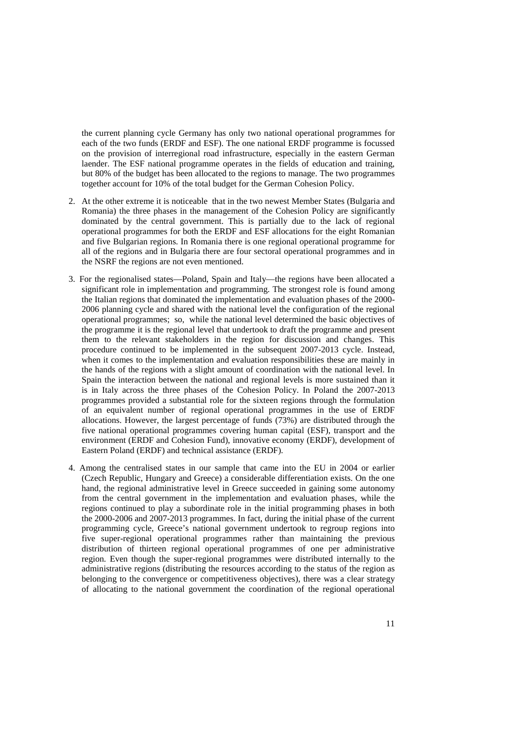the current planning cycle Germany has only two national operational programmes for each of the two funds (ERDF and ESF). The one national ERDF programme is focussed on the provision of interregional road infrastructure, especially in the eastern German laender. The ESF national programme operates in the fields of education and training, but 80% of the budget has been allocated to the regions to manage. The two programmes together account for 10% of the total budget for the German Cohesion Policy.

2. At the other extreme it is noticeable that in the two newest Member States (Bulgaria and Romania) the three phases in the management of the Cohesion Policy are significantly dominated by the central government. This is partially due to the lack of regional operational programmes for both the ERDF and ESF allocations for the eight Romanian and five Bulgarian regions. In Romania there is one regional operational programme for all of the regions and in Bulgaria there are four sectoral operational programmes and in the NSRF the regions are not even mentioned.

3. For the regionalised states—Poland, Spain and Italy—the regions have been allocated a significant role in implementation and programming. The strongest role is found among the Italian regions that dominated the implementation and evaluation phases of the 2000-2006 planning cycle and shared with the national level the configuration of the regional operational programmes; so, while the national level determined the basic objectives of the programme it is the regional level that undertook to draft the programme and present them to the relevant stakeholders in the region for discussion and changes. This procedure continued to be implemented in the subsequent 2007-2013 cycle. Instead, when it comes to the implementation and evaluation responsibilities these are mainly in the hands of the regions with a slight amount of coordination with the national level. In Spain the interaction between the national and regional levels is more sustained than it is in Italy across the three phases of the Cohesion Policy. In Poland the 2007-2013 programmes provided a substantial role for the sixteen regions through the formulation of an equivalent number of regional operational programmes in the use of ERDF allocations. However, the largest percentage of funds (73%) are distributed through the five national operational programmes covering human capital (ESF), transport and the environment (ERDF and Cohesion Fund), innovative economy (ERDF), development of Eastern Poland (ERDF) and technical assistance (ERDF).

4. Among the centralised states in our sample that came into the EU in 2004 or earlier (Czech Republic, Hungary and Greece) a considerable differentiation exists. On the one hand, the regional administrative level in Greece succeeded in gaining some autonomy from the central government in the implementation and evaluation phases, while the regions continued to play a subordinate role in the initial programming phases in both the 2000-2006 and 2007-2013 programmes. In fact, during the initial phase of the current programming cycle, Greece's national government undertook to regroup regions into five super-regional operational programmes rather than maintaining the previous distribution of thirteen regional operational programmes of one per administrative region. Even though the super-regional programmes were distributed internally to the administrative regions (distributing the resources according to the status of the region as belonging to the convergence or competitiveness objectives), there was a clear strategy of allocating to the national government the coordination of the regional operational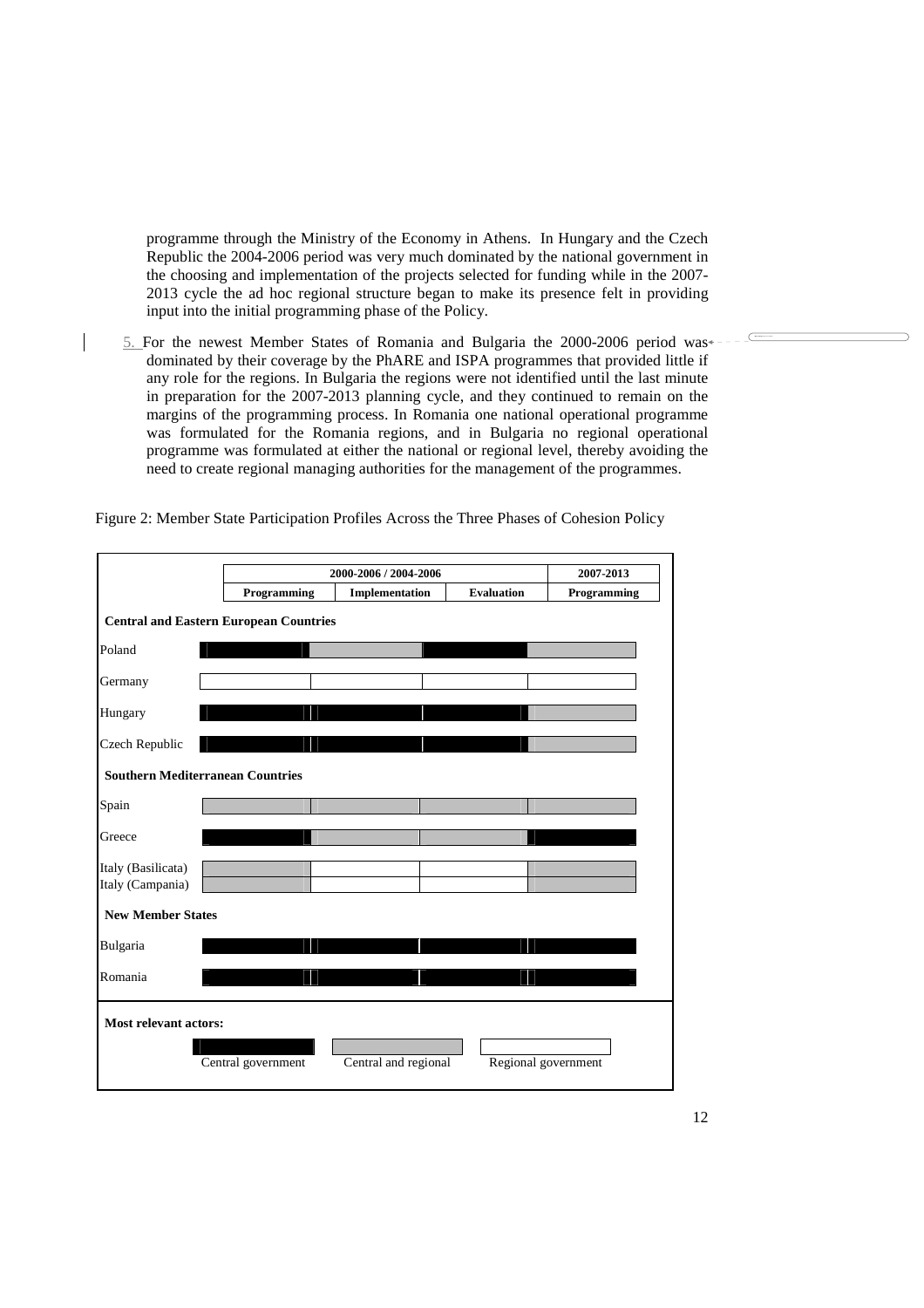programme through the Ministry of the Economy in Athens. In Hungary and the Czech Republic the 2004-2006 period was very much dominated by the national government in the choosing and implementation of the projects selected for funding while in the 2007-2013 cycle the ad hoc regional structure began to make its presence felt in providing input into the initial programming phase of the Policy.

5. For the newest Member States of Romania and Bulgaria the 2000-2006 period was dominated by their coverage by the PhARE and ISPA programmes that provided little if any role for the regions. In Bulgaria the regions were not identified until the last minute in preparation for the 2007-2013 planning cycle, and they continued to remain on the margins of the programming process. In Romania one national operational programme was formulated for the Romania regions, and in Bulgaria no regional operational programme was formulated at either the national or regional level, thereby avoiding the need to create regional managing authorities for the management of the programmes.

Figure 2: Member State Participation Profiles Across the Three Phases of Cohesion Policy

| | 2000-2006 / 2004-2006 | | | 2007-2013 |
|---|---|---|---|---|
| | **Programming** | **Implementation** | **Evaluation** | **Programming** |
| **Central and Eastern European Countries** | | | | |
| Poland | Central government | Central and regional | Central government | Central and regional |
| Germany | Regional government | Regional government | Regional government | Regional government |
| Hungary | Central government | Central government | Central government | Central and regional |
| Czech Republic | Central government | Central government | Central government | Central and regional |
| **Southern Mediterranean Countries** | | | | |
| Spain | Central and regional | Central and regional | Central and regional | Central and regional |
| Greece | Central government | Central and regional | Central and regional | Central government |
| Italy (Basilicata) | Central and regional | Regional government | Regional government | Central and regional |
| Italy (Campania) | Central and regional | Regional government | Regional government | Central and regional |
| **New Member States** | | | | |
| Bulgaria | Central government | Central government | Central government | Central government |
| Romania | Central government | Central government | Central government | Central government |

**Most relevant actors:** Central government; Central and regional; Regional government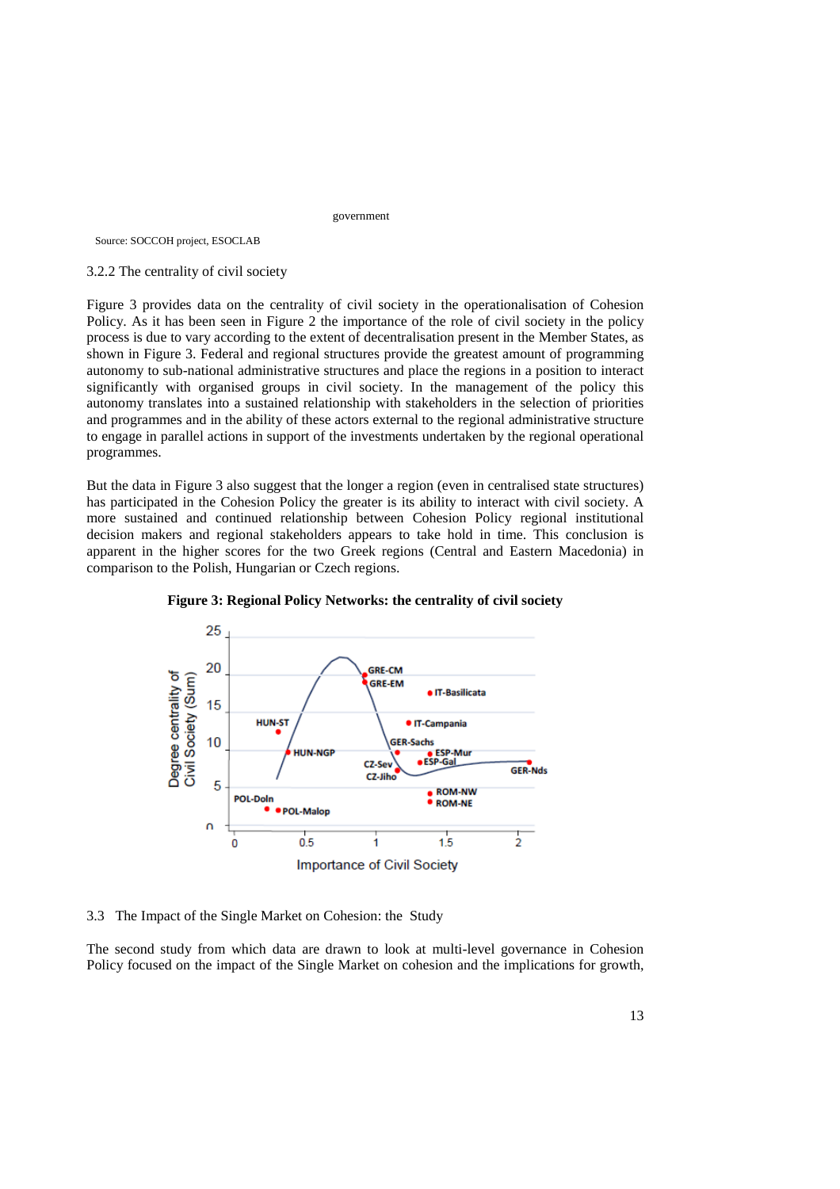government

Source: SOCCOH project, ESOCLAB

### 3.2.2 The centrality of civil society

Figure 3 provides data on the centrality of civil society in the operationalisation of Cohesion Policy. As it has been seen in Figure 2 the importance of the role of civil society in the policy process is due to vary according to the extent of decentralisation present in the Member States, as shown in Figure 3. Federal and regional structures provide the greatest amount of programming autonomy to sub-national administrative structures and place the regions in a position to interact significantly with organised groups in civil society. In the management of the policy this autonomy translates into a sustained relationship with stakeholders in the selection of priorities and programmes and in the ability of these actors external to the regional administrative structure to engage in parallel actions in support of the investments undertaken by the regional operational programmes.

But the data in Figure 3 also suggest that the longer a region (even in centralised state structures) has participated in the Cohesion Policy the greater is its ability to interact with civil society. A more sustained and continued relationship between Cohesion Policy regional institutional decision makers and regional stakeholders appears to take hold in time. This conclusion is apparent in the higher scores for the two Greek regions (Central and Eastern Macedonia) in comparison to the Polish, Hungarian or Czech regions.

**Figure 3: Regional Policy Networks: the centrality of civil society**

## 3.3 The Impact of the Single Market on Cohesion: the Study

The second study from which data are drawn to look at multi-level governance in Cohesion Policy focused on the impact of the Single Market on cohesion and the implications for growth,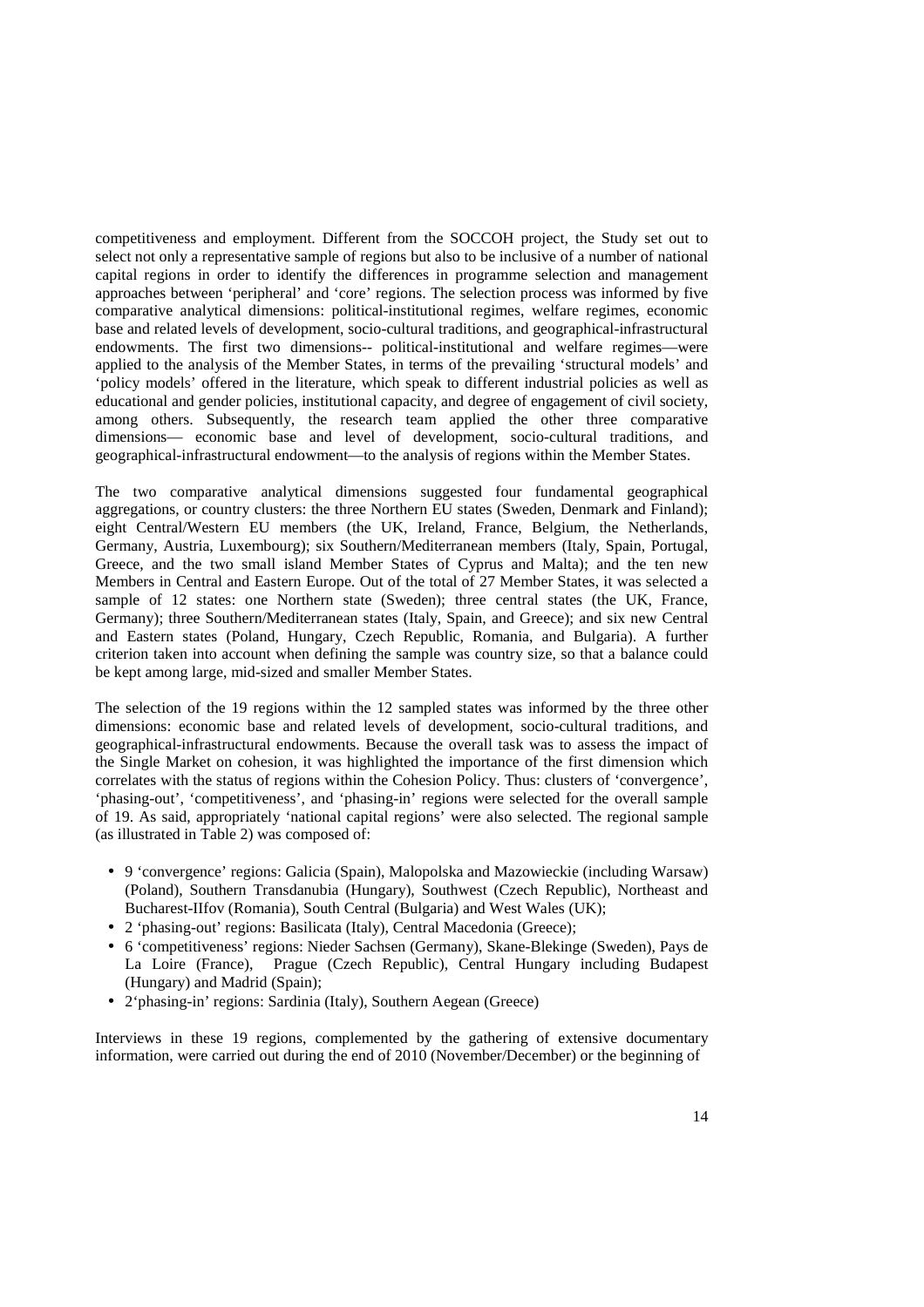competitiveness and employment. Different from the SOCCOH project, the Study set out to select not only a representative sample of regions but also to be inclusive of a number of national capital regions in order to identify the differences in programme selection and management approaches between 'peripheral' and 'core' regions. The selection process was informed by five comparative analytical dimensions: political-institutional regimes, welfare regimes, economic base and related levels of development, socio-cultural traditions, and geographical-infrastructural endowments. The first two dimensions-- political-institutional and welfare regimes—were applied to the analysis of the Member States, in terms of the prevailing 'structural models' and 'policy models' offered in the literature, which speak to different industrial policies as well as educational and gender policies, institutional capacity, and degree of engagement of civil society, among others. Subsequently, the research team applied the other three comparative dimensions— economic base and level of development, socio-cultural traditions, and geographical-infrastructural endowment—to the analysis of regions within the Member States.

The two comparative analytical dimensions suggested four fundamental geographical aggregations, or country clusters: the three Northern EU states (Sweden, Denmark and Finland); eight Central/Western EU members (the UK, Ireland, France, Belgium, the Netherlands, Germany, Austria, Luxembourg); six Southern/Mediterranean members (Italy, Spain, Portugal, Greece, and the two small island Member States of Cyprus and Malta); and the ten new Members in Central and Eastern Europe. Out of the total of 27 Member States, it was selected a sample of 12 states: one Northern state (Sweden); three central states (the UK, France, Germany); three Southern/Mediterranean states (Italy, Spain, and Greece); and six new Central and Eastern states (Poland, Hungary, Czech Republic, Romania, and Bulgaria). A further criterion taken into account when defining the sample was country size, so that a balance could be kept among large, mid-sized and smaller Member States.

The selection of the 19 regions within the 12 sampled states was informed by the three other dimensions: economic base and related levels of development, socio-cultural traditions, and geographical-infrastructural endowments. Because the overall task was to assess the impact of the Single Market on cohesion, it was highlighted the importance of the first dimension which correlates with the status of regions within the Cohesion Policy. Thus: clusters of 'convergence', 'phasing-out', 'competitiveness', and 'phasing-in' regions were selected for the overall sample of 19. As said, appropriately 'national capital regions' were also selected. The regional sample (as illustrated in Table 2) was composed of:

- 9 'convergence' regions: Galicia (Spain), Malopolska and Mazowieckie (including Warsaw) (Poland), Southern Transdanubia (Hungary), Southwest (Czech Republic), Northeast and Bucharest-IIfov (Romania), South Central (Bulgaria) and West Wales (UK);
- 2 'phasing-out' regions: Basilicata (Italy), Central Macedonia (Greece);
- 6 'competitiveness' regions: Nieder Sachsen (Germany), Skane-Blekinge (Sweden), Pays de La Loire (France), Prague (Czech Republic), Central Hungary including Budapest (Hungary) and Madrid (Spain);
- 2'phasing-in' regions: Sardinia (Italy), Southern Aegean (Greece)

Interviews in these 19 regions, complemented by the gathering of extensive documentary information, were carried out during the end of 2010 (November/December) or the beginning of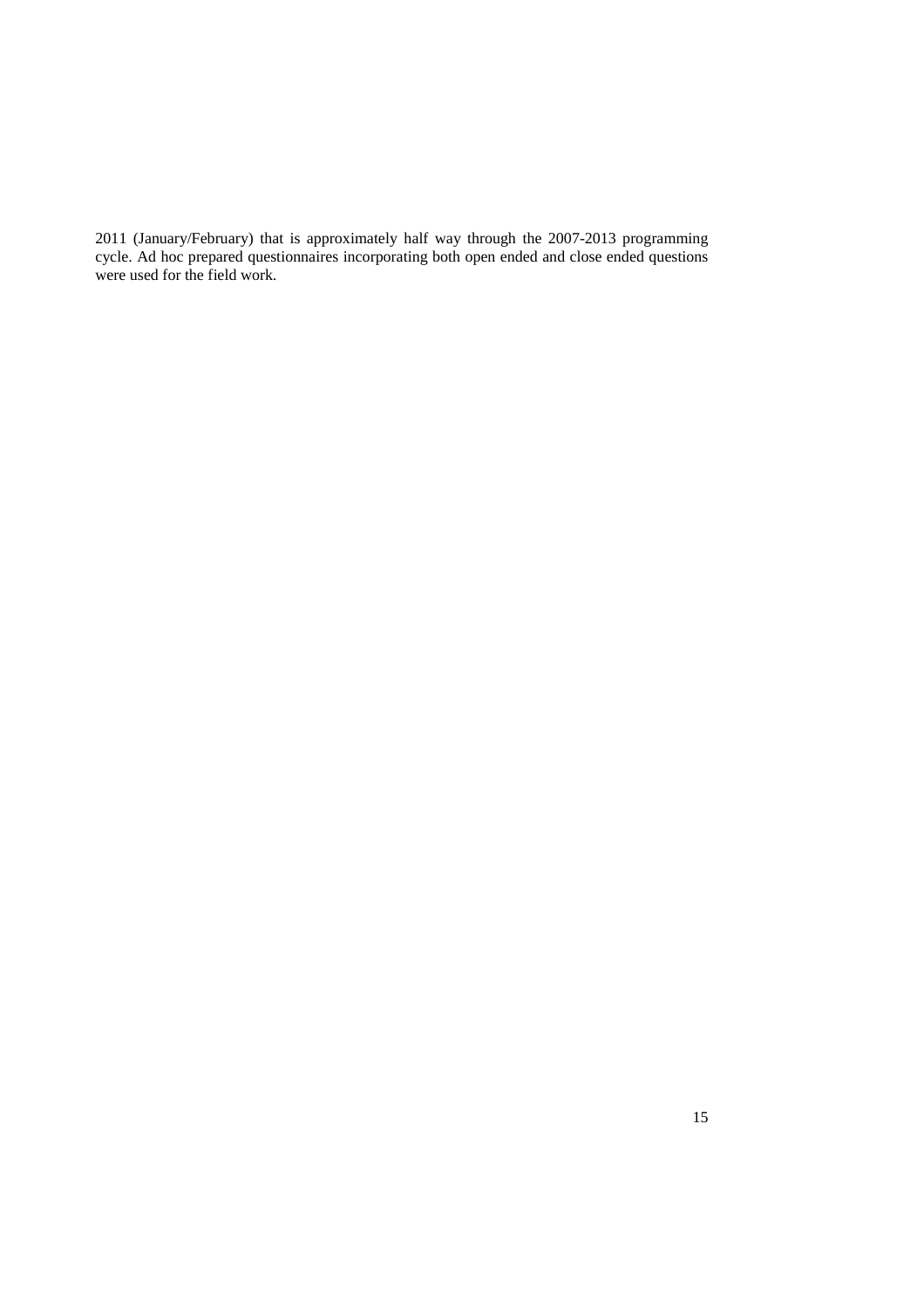2011 (January/February) that is approximately half way through the 2007-2013 programming cycle. Ad hoc prepared questionnaires incorporating both open ended and close ended questions were used for the field work.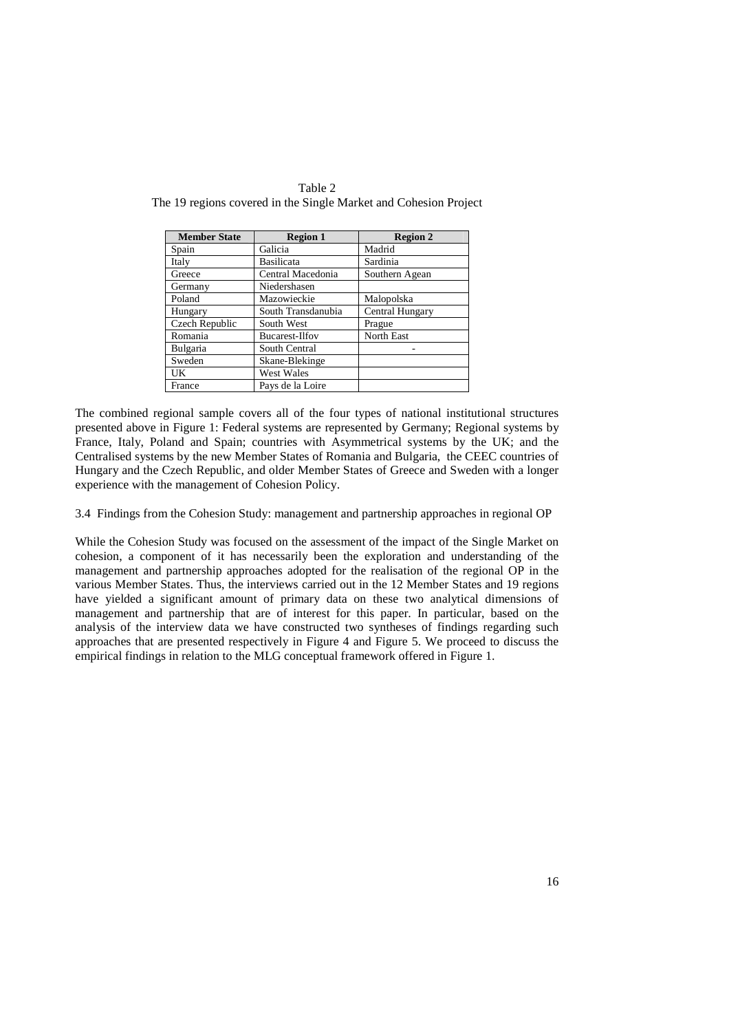Table 2
The 19 regions covered in the Single Market and Cohesion Project

| Member State | Region 1 | Region 2 |
|---|---|---|
| Spain | Galicia | Madrid |
| Italy | Basilicata | Sardinia |
| Greece | Central Macedonia | Southern Agean |
| Germany | Niedershasen | |
| Poland | Mazowieckie | Malopolska |
| Hungary | South Transdanubia | Central Hungary |
| Czech Republic | South West | Prague |
| Romania | Bucarest-Ilfov | North East |
| Bulgaria | South Central | - |
| Sweden | Skane-Blekinge | |
| UK | West Wales | |
| France | Pays de la Loire | |

The combined regional sample covers all of the four types of national institutional structures presented above in Figure 1: Federal systems are represented by Germany; Regional systems by France, Italy, Poland and Spain; countries with Asymmetrical systems by the UK; and the Centralised systems by the new Member States of Romania and Bulgaria, the CEEC countries of Hungary and the Czech Republic, and older Member States of Greece and Sweden with a longer experience with the management of Cohesion Policy.

3.4 Findings from the Cohesion Study: management and partnership approaches in regional OP

While the Cohesion Study was focused on the assessment of the impact of the Single Market on cohesion, a component of it has necessarily been the exploration and understanding of the management and partnership approaches adopted for the realisation of the regional OP in the various Member States. Thus, the interviews carried out in the 12 Member States and 19 regions have yielded a significant amount of primary data on these two analytical dimensions of management and partnership that are of interest for this paper. In particular, based on the analysis of the interview data we have constructed two syntheses of findings regarding such approaches that are presented respectively in Figure 4 and Figure 5. We proceed to discuss the empirical findings in relation to the MLG conceptual framework offered in Figure 1.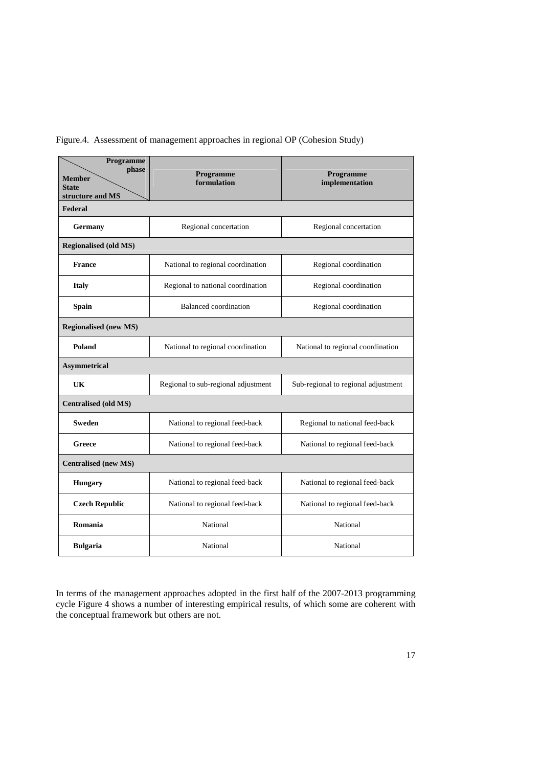Figure.4. Assessment of management approaches in regional OP (Cohesion Study)

| Programme phase / Member State structure and MS | Programme formulation | Programme implementation |
|---|---|---|
| **Federal** | | |
| **Germany** | Regional concertation | Regional concertation |
| **Regionalised (old MS)** | | |
| **France** | National to regional coordination | Regional coordination |
| **Italy** | Regional to national coordination | Regional coordination |
| **Spain** | Balanced coordination | Regional coordination |
| **Regionalised (new MS)** | | |
| **Poland** | National to regional coordination | National to regional coordination |
| **Asymmetrical** | | |
| **UK** | Regional to sub-regional adjustment | Sub-regional to regional adjustment |
| **Centralised (old MS)** | | |
| **Sweden** | National to regional feed-back | Regional to national feed-back |
| **Greece** | National to regional feed-back | National to regional feed-back |
| **Centralised (new MS)** | | |
| **Hungary** | National to regional feed-back | National to regional feed-back |
| **Czech Republic** | National to regional feed-back | National to regional feed-back |
| **Romania** | National | National |
| **Bulgaria** | National | National |

In terms of the management approaches adopted in the first half of the 2007-2013 programming cycle Figure 4 shows a number of interesting empirical results, of which some are coherent with the conceptual framework but others are not.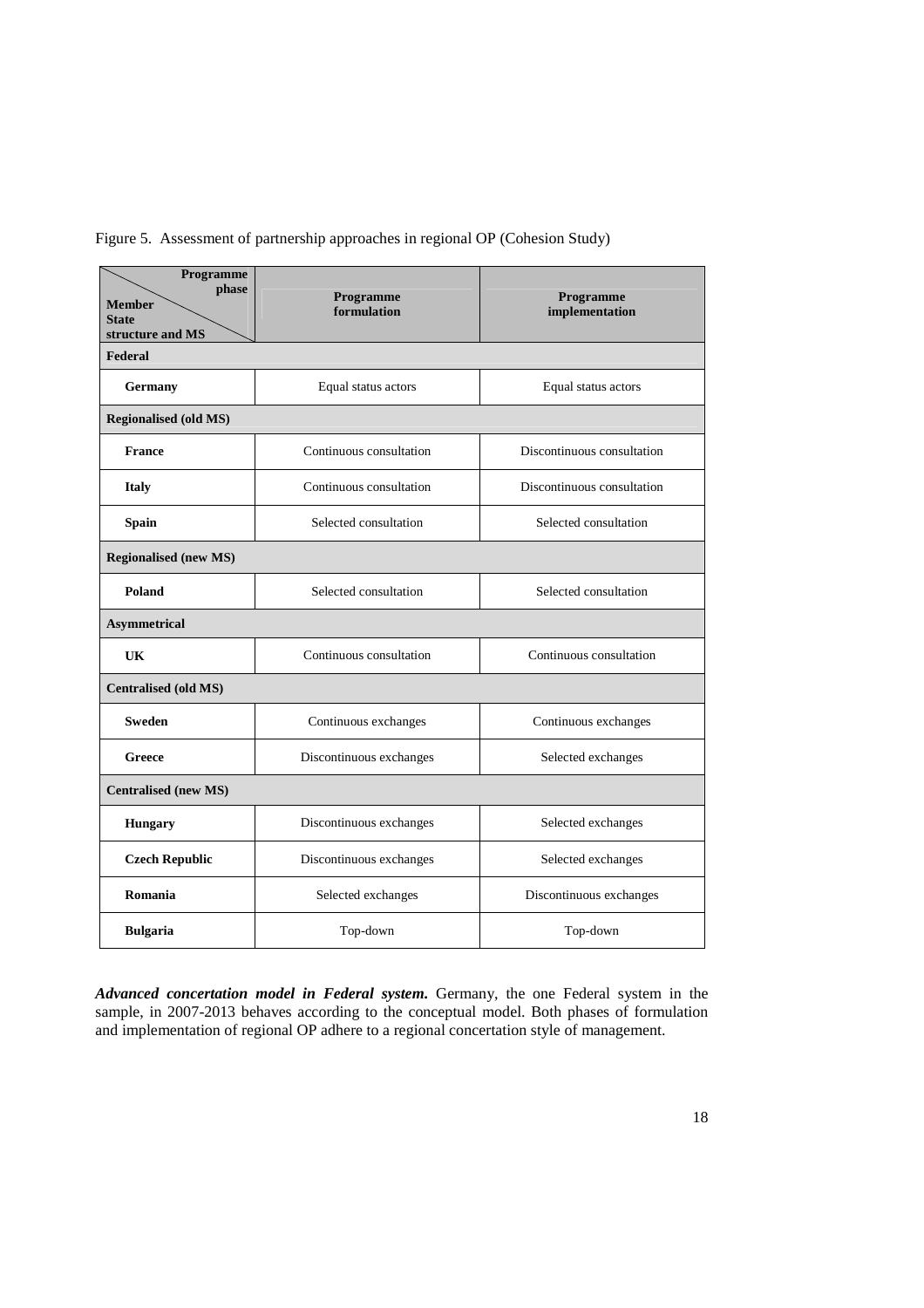Figure 5. Assessment of partnership approaches in regional OP (Cohesion Study)

| Programme phase / Member State structure and MS | Programme formulation | Programme implementation |
|---|---|---|
| **Federal** | | |
| **Germany** | Equal status actors | Equal status actors |
| **Regionalised (old MS)** | | |
| **France** | Continuous consultation | Discontinuous consultation |
| **Italy** | Continuous consultation | Discontinuous consultation |
| **Spain** | Selected consultation | Selected consultation |
| **Regionalised (new MS)** | | |
| **Poland** | Selected consultation | Selected consultation |
| **Asymmetrical** | | |
| **UK** | Continuous consultation | Continuous consultation |
| **Centralised (old MS)** | | |
| **Sweden** | Continuous exchanges | Continuous exchanges |
| **Greece** | Discontinuous exchanges | Selected exchanges |
| **Centralised (new MS)** | | |
| **Hungary** | Discontinuous exchanges | Selected exchanges |
| **Czech Republic** | Discontinuous exchanges | Selected exchanges |
| **Romania** | Selected exchanges | Discontinuous exchanges |
| **Bulgaria** | Top-down | Top-down |

***Advanced concertation model in Federal system.*** Germany, the one Federal system in the sample, in 2007-2013 behaves according to the conceptual model. Both phases of formulation and implementation of regional OP adhere to a regional concertation style of management.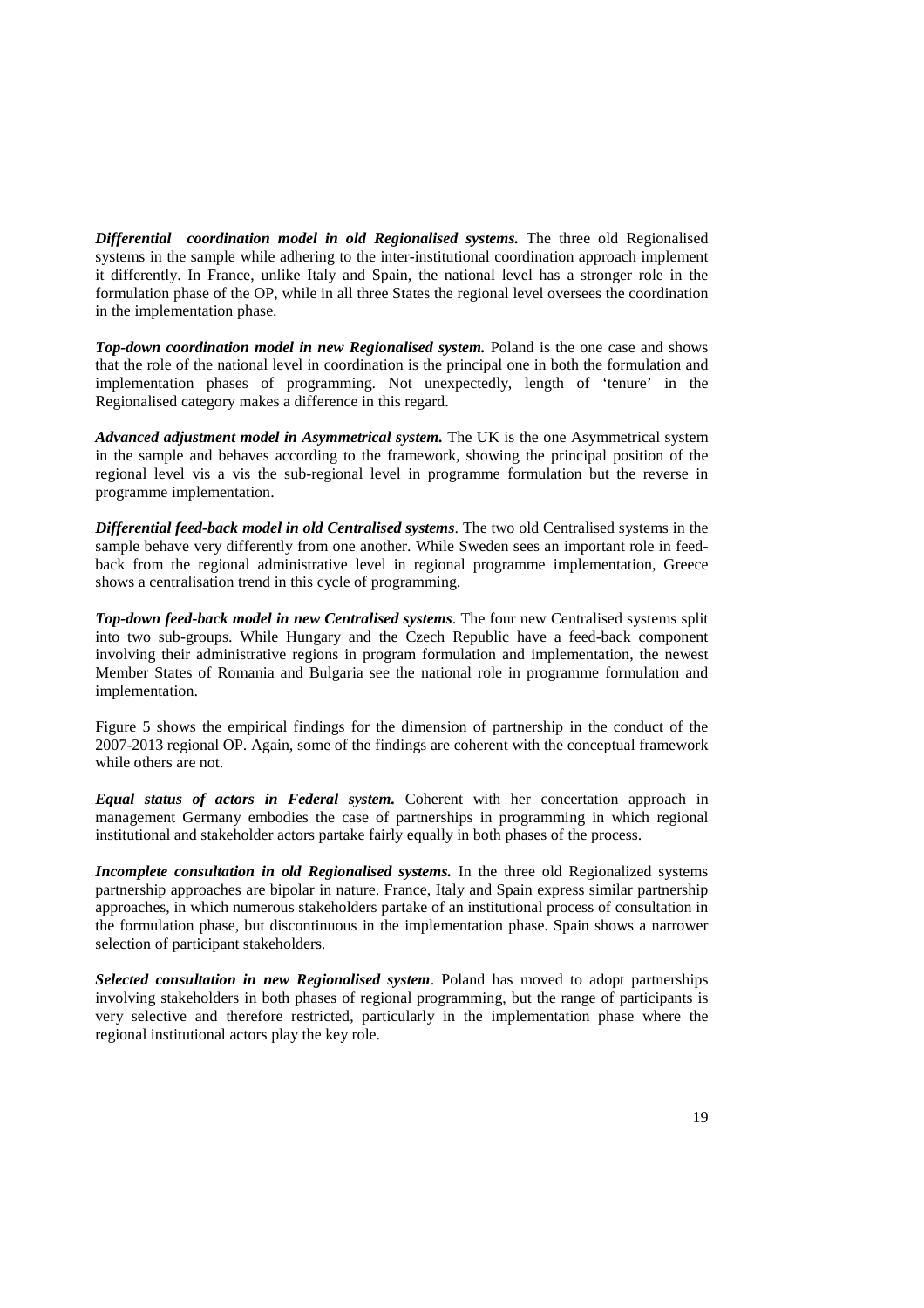***Differential coordination model in old Regionalised systems.*** The three old Regionalised systems in the sample while adhering to the inter-institutional coordination approach implement it differently. In France, unlike Italy and Spain, the national level has a stronger role in the formulation phase of the OP, while in all three States the regional level oversees the coordination in the implementation phase.

***Top-down coordination model in new Regionalised system.*** Poland is the one case and shows that the role of the national level in coordination is the principal one in both the formulation and implementation phases of programming. Not unexpectedly, length of 'tenure' in the Regionalised category makes a difference in this regard.

***Advanced adjustment model in Asymmetrical system.*** The UK is the one Asymmetrical system in the sample and behaves according to the framework, showing the principal position of the regional level vis a vis the sub-regional level in programme formulation but the reverse in programme implementation.

***Differential feed-back model in old Centralised systems***. The two old Centralised systems in the sample behave very differently from one another. While Sweden sees an important role in feed-back from the regional administrative level in regional programme implementation, Greece shows a centralisation trend in this cycle of programming.

***Top-down feed-back model in new Centralised systems***. The four new Centralised systems split into two sub-groups. While Hungary and the Czech Republic have a feed-back component involving their administrative regions in program formulation and implementation, the newest Member States of Romania and Bulgaria see the national role in programme formulation and implementation.

Figure 5 shows the empirical findings for the dimension of partnership in the conduct of the 2007-2013 regional OP. Again, some of the findings are coherent with the conceptual framework while others are not.

***Equal status of actors in Federal system.*** Coherent with her concertation approach in management Germany embodies the case of partnerships in programming in which regional institutional and stakeholder actors partake fairly equally in both phases of the process.

***Incomplete consultation in old Regionalised systems.*** In the three old Regionalized systems partnership approaches are bipolar in nature. France, Italy and Spain express similar partnership approaches, in which numerous stakeholders partake of an institutional process of consultation in the formulation phase, but discontinuous in the implementation phase. Spain shows a narrower selection of participant stakeholders.

***Selected consultation in new Regionalised system***. Poland has moved to adopt partnerships involving stakeholders in both phases of regional programming, but the range of participants is very selective and therefore restricted, particularly in the implementation phase where the regional institutional actors play the key role.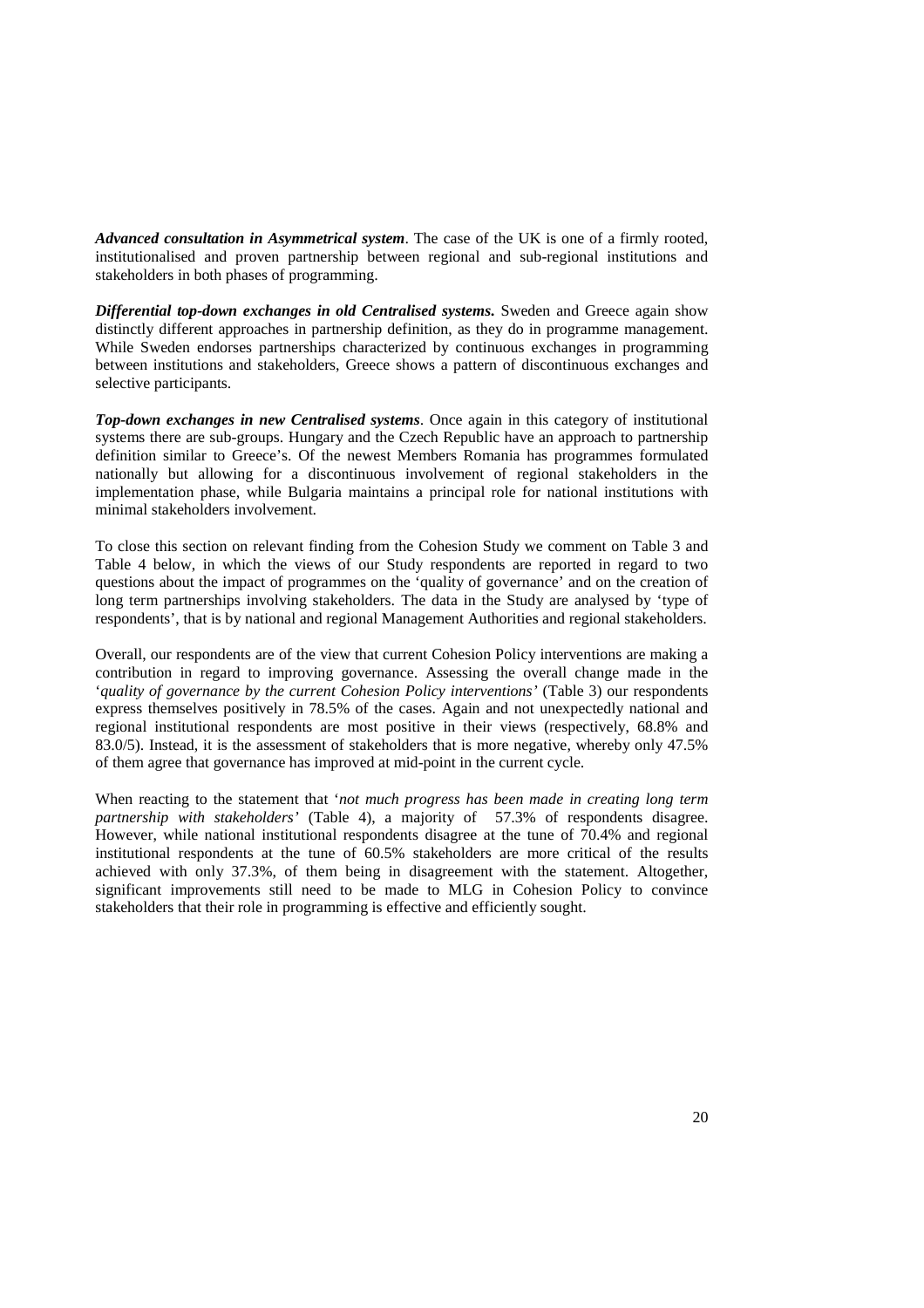***Advanced consultation in Asymmetrical system***. The case of the UK is one of a firmly rooted, institutionalised and proven partnership between regional and sub-regional institutions and stakeholders in both phases of programming.

***Differential top-down exchanges in old Centralised systems.*** Sweden and Greece again show distinctly different approaches in partnership definition, as they do in programme management. While Sweden endorses partnerships characterized by continuous exchanges in programming between institutions and stakeholders, Greece shows a pattern of discontinuous exchanges and selective participants.

***Top-down exchanges in new Centralised systems***. Once again in this category of institutional systems there are sub-groups. Hungary and the Czech Republic have an approach to partnership definition similar to Greece's. Of the newest Members Romania has programmes formulated nationally but allowing for a discontinuous involvement of regional stakeholders in the implementation phase, while Bulgaria maintains a principal role for national institutions with minimal stakeholders involvement.

To close this section on relevant finding from the Cohesion Study we comment on Table 3 and Table 4 below, in which the views of our Study respondents are reported in regard to two questions about the impact of programmes on the 'quality of governance' and on the creation of long term partnerships involving stakeholders. The data in the Study are analysed by 'type of respondents', that is by national and regional Management Authorities and regional stakeholders.

Overall, our respondents are of the view that current Cohesion Policy interventions are making a contribution in regard to improving governance. Assessing the overall change made in the '*quality of governance by the current Cohesion Policy interventions'* (Table 3) our respondents express themselves positively in 78.5% of the cases. Again and not unexpectedly national and regional institutional respondents are most positive in their views (respectively, 68.8% and 83.0/5). Instead, it is the assessment of stakeholders that is more negative, whereby only 47.5% of them agree that governance has improved at mid-point in the current cycle.

When reacting to the statement that '*not much progress has been made in creating long term partnership with stakeholders'* (Table 4), a majority of 57.3% of respondents disagree. However, while national institutional respondents disagree at the tune of 70.4% and regional institutional respondents at the tune of 60.5% stakeholders are more critical of the results achieved with only 37.3%, of them being in disagreement with the statement. Altogether, significant improvements still need to be made to MLG in Cohesion Policy to convince stakeholders that their role in programming is effective and efficiently sought.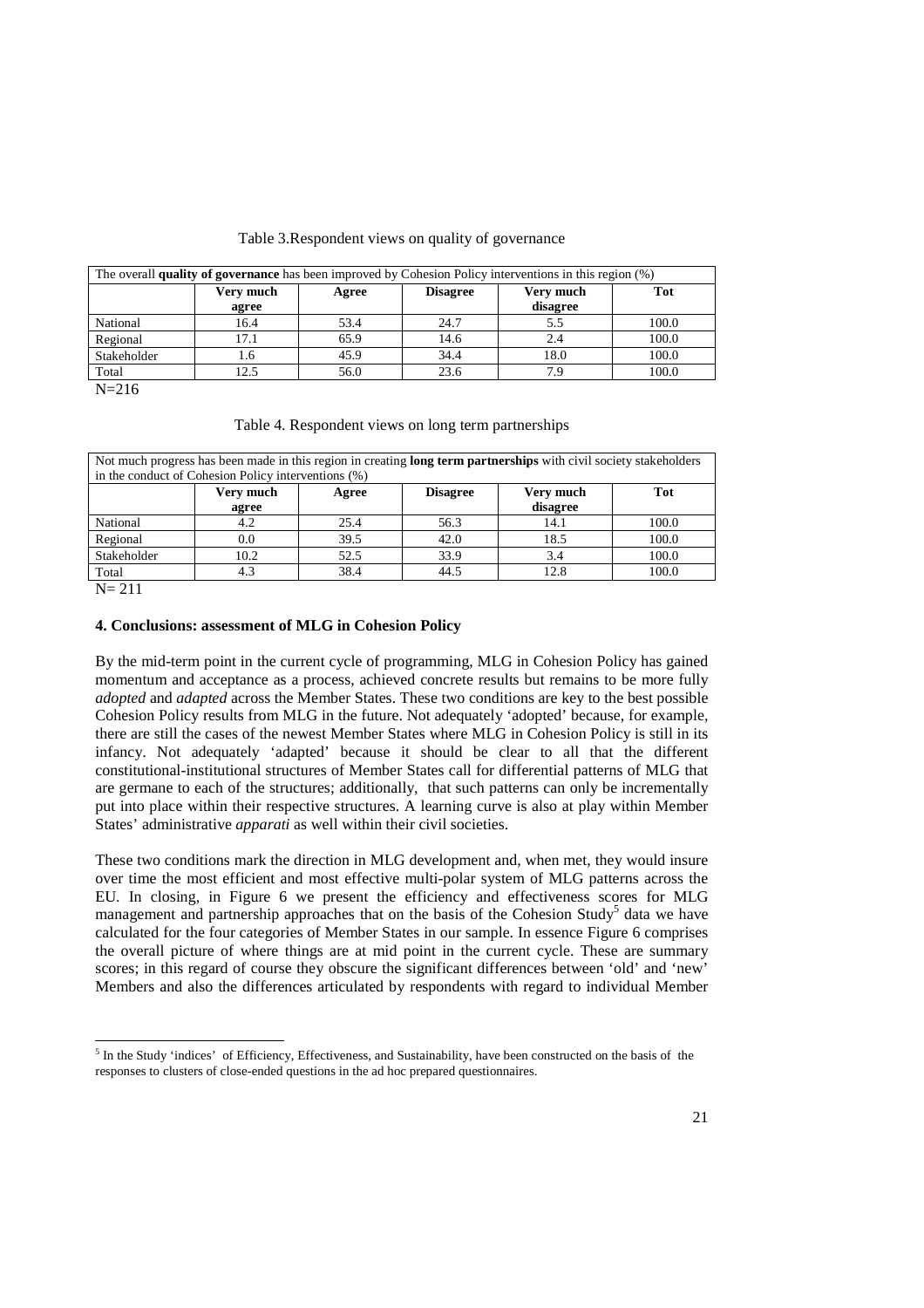Table 3.Respondent views on quality of governance

| The overall **quality of governance** has been improved by Cohesion Policy interventions in this region (%) | | | | | |
|---|---|---|---|---|---|
| | **Very much agree** | **Agree** | **Disagree** | **Very much disagree** | **Tot** |
| National | 16.4 | 53.4 | 24.7 | 5.5 | 100.0 |
| Regional | 17.1 | 65.9 | 14.6 | 2.4 | 100.0 |
| Stakeholder | 1.6 | 45.9 | 34.4 | 18.0 | 100.0 |
| Total | 12.5 | 56.0 | 23.6 | 7.9 | 100.0 |

N=216

Table 4. Respondent views on long term partnerships

| Not much progress has been made in this region in creating **long term partnerships** with civil society stakeholders in the conduct of Cohesion Policy interventions (%) | | | | | |
|---|---|---|---|---|---|
| | **Very much agree** | **Agree** | **Disagree** | **Very much disagree** | **Tot** |
| National | 4.2 | 25.4 | 56.3 | 14.1 | 100.0 |
| Regional | 0.0 | 39.5 | 42.0 | 18.5 | 100.0 |
| Stakeholder | 10.2 | 52.5 | 33.9 | 3.4 | 100.0 |
| Total | 4.3 | 38.4 | 44.5 | 12.8 | 100.0 |

N= 211

## 4. Conclusions: assessment of MLG in Cohesion Policy

By the mid-term point in the current cycle of programming, MLG in Cohesion Policy has gained momentum and acceptance as a process, achieved concrete results but remains to be more fully *adopted* and *adapted* across the Member States. These two conditions are key to the best possible Cohesion Policy results from MLG in the future. Not adequately 'adopted' because, for example, there are still the cases of the newest Member States where MLG in Cohesion Policy is still in its infancy. Not adequately 'adapted' because it should be clear to all that the different constitutional-institutional structures of Member States call for differential patterns of MLG that are germane to each of the structures; additionally, that such patterns can only be incrementally put into place within their respective structures. A learning curve is also at play within Member States' administrative *apparati* as well within their civil societies.

These two conditions mark the direction in MLG development and, when met, they would insure over time the most efficient and most effective multi-polar system of MLG patterns across the EU. In closing, in Figure 6 we present the efficiency and effectiveness scores for MLG management and partnership approaches that on the basis of the Cohesion Study[5] data we have calculated for the four categories of Member States in our sample. In essence Figure 6 comprises the overall picture of where things are at mid point in the current cycle. These are summary scores; in this regard of course they obscure the significant differences between 'old' and 'new' Members and also the differences articulated by respondents with regard to individual Member

[5] In the Study 'indices' of Efficiency, Effectiveness, and Sustainability, have been constructed on the basis of the responses to clusters of close-ended questions in the ad hoc prepared questionnaires.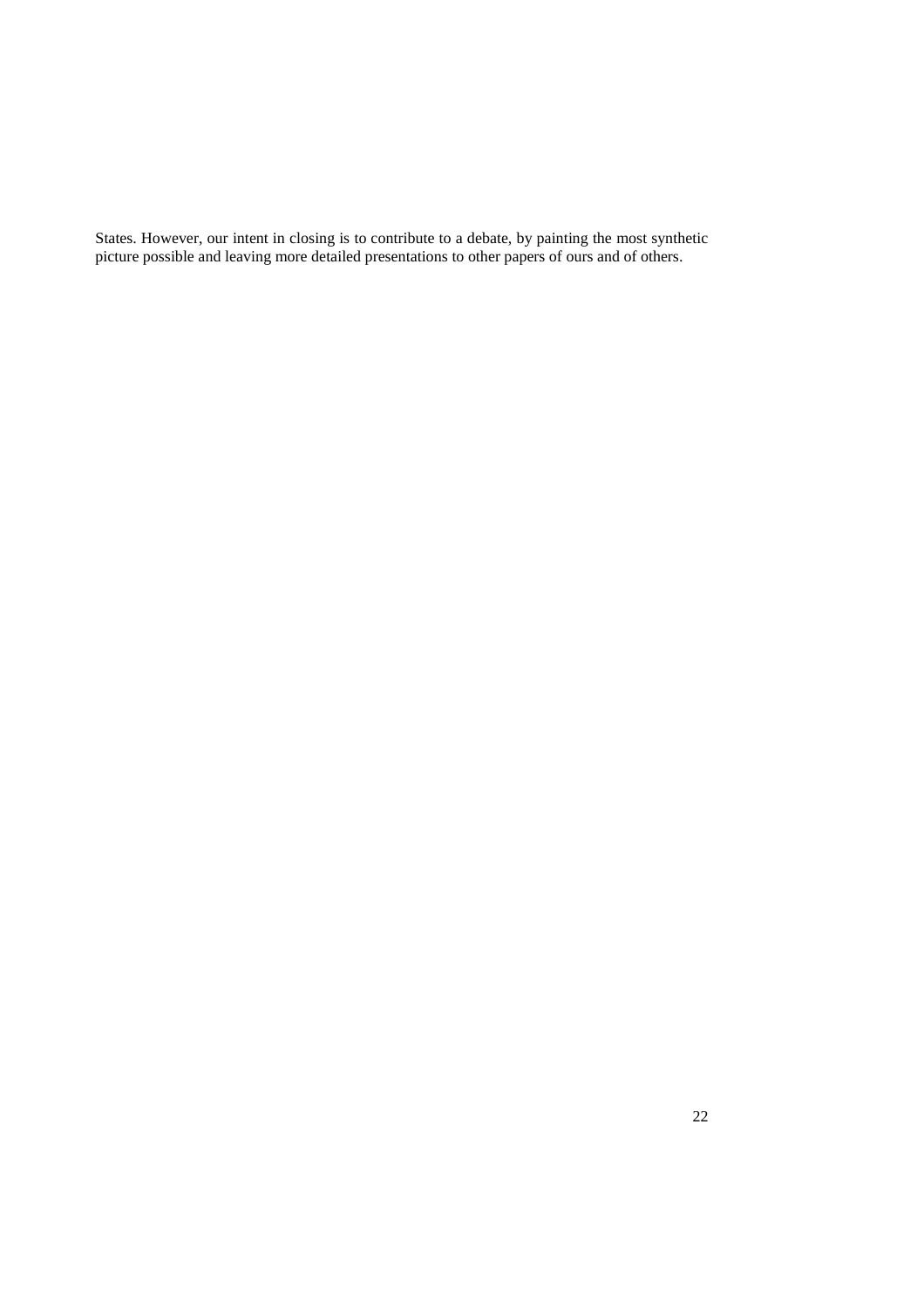States. However, our intent in closing is to contribute to a debate, by painting the most synthetic picture possible and leaving more detailed presentations to other papers of ours and of others.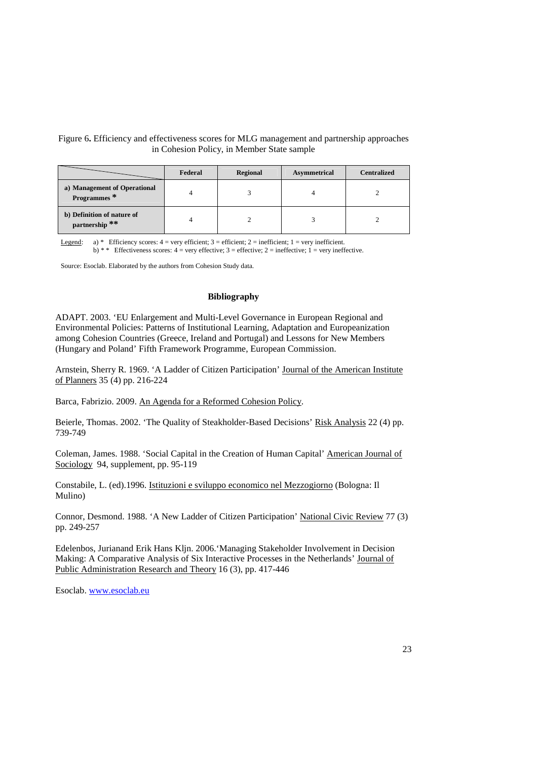Figure 6**.** Efficiency and effectiveness scores for MLG management and partnership approaches in Cohesion Policy, in Member State sample

| | Federal | Regional | Asymmetrical | Centralized |
|---|---|---|---|---|
| **a) Management of Operational Programmes \*** | 4 | 3 | 4 | 2 |
| **b) Definition of nature of partnership \*\*** | 4 | 2 | 3 | 2 |

Legend: a) * Efficiency scores: 4 = very efficient; 3 = efficient; 2 = inefficient; 1 = very inefficient.
b) * * Effectiveness scores: 4 = very effective; 3 = effective; 2 = ineffective; 1 = very ineffective.

Source: Esoclab. Elaborated by the authors from Cohesion Study data.

## Bibliography

ADAPT. 2003. 'EU Enlargement and Multi-Level Governance in European Regional and Environmental Policies: Patterns of Institutional Learning, Adaptation and Europeanization among Cohesion Countries (Greece, Ireland and Portugal) and Lessons for New Members (Hungary and Poland' Fifth Framework Programme, European Commission.

Arnstein, Sherry R. 1969. 'A Ladder of Citizen Participation' Journal of the American Institute of Planners 35 (4) pp. 216-224

Barca, Fabrizio. 2009. An Agenda for a Reformed Cohesion Policy.

Beierle, Thomas. 2002. 'The Quality of Steakholder-Based Decisions' Risk Analysis 22 (4) pp. 739-749

Coleman, James. 1988. 'Social Capital in the Creation of Human Capital' American Journal of Sociology 94, supplement, pp. 95-119

Constabile, L. (ed).1996. Istituzioni e sviluppo economico nel Mezzogiorno (Bologna: Il Mulino)

Connor, Desmond. 1988. 'A New Ladder of Citizen Participation' National Civic Review 77 (3) pp. 249-257

Edelenbos, Jurianand Erik Hans Kljn. 2006.'Managing Stakeholder Involvement in Decision Making: A Comparative Analysis of Six Interactive Processes in the Netherlands' Journal of Public Administration Research and Theory 16 (3), pp. 417-446

Esoclab. www.esoclab.eu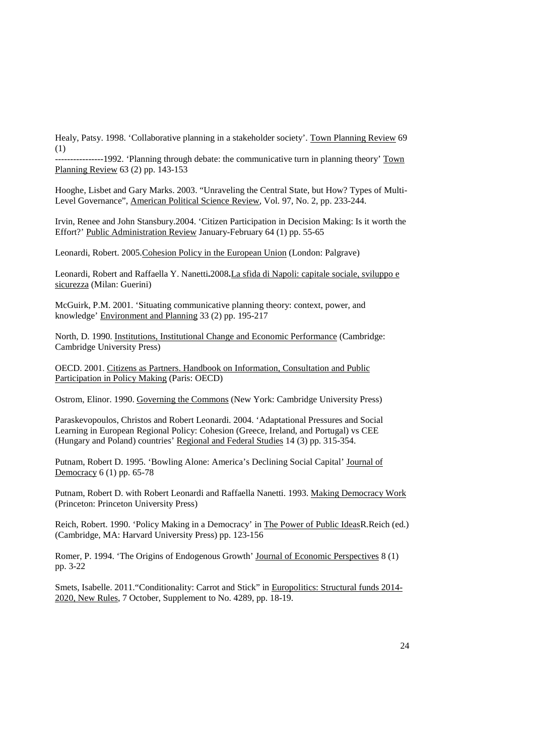Healy, Patsy. 1998. 'Collaborative planning in a stakeholder society'. Town Planning Review 69 (1)

----------------1992. 'Planning through debate: the communicative turn in planning theory' Town Planning Review 63 (2) pp. 143-153

Hooghe, Lisbet and Gary Marks. 2003. "Unraveling the Central State, but How? Types of Multi-Level Governance", American Political Science Review, Vol. 97, No. 2, pp. 233-244.

Irvin, Renee and John Stansbury.2004. 'Citizen Participation in Decision Making: Is it worth the Effort?' Public Administration Review January-February 64 (1) pp. 55-65

Leonardi, Robert. 2005.Cohesion Policy in the European Union (London: Palgrave)

Leonardi, Robert and Raffaella Y. Nanetti**.**2008**.**La sfida di Napoli: capitale sociale, sviluppo e sicurezza (Milan: Guerini)

McGuirk, P.M. 2001. 'Situating communicative planning theory: context, power, and knowledge' Environment and Planning 33 (2) pp. 195-217

North, D. 1990. Institutions, Institutional Change and Economic Performance (Cambridge: Cambridge University Press)

OECD. 2001. Citizens as Partners. Handbook on Information, Consultation and Public Participation in Policy Making (Paris: OECD)

Ostrom, Elinor. 1990. Governing the Commons (New York: Cambridge University Press)

Paraskevopoulos, Christos and Robert Leonardi. 2004. 'Adaptational Pressures and Social Learning in European Regional Policy: Cohesion (Greece, Ireland, and Portugal) vs CEE (Hungary and Poland) countries' Regional and Federal Studies 14 (3) pp. 315-354.

Putnam, Robert D. 1995. 'Bowling Alone: America's Declining Social Capital' Journal of Democracy 6 (1) pp. 65-78

Putnam, Robert D. with Robert Leonardi and Raffaella Nanetti. 1993. Making Democracy Work (Princeton: Princeton University Press)

Reich, Robert. 1990. 'Policy Making in a Democracy' in The Power of Public IdeasR.Reich (ed.) (Cambridge, MA: Harvard University Press) pp. 123-156

Romer, P. 1994. 'The Origins of Endogenous Growth' Journal of Economic Perspectives 8 (1) pp. 3-22

Smets, Isabelle. 2011."Conditionality: Carrot and Stick" in Europolitics: Structural funds 2014-2020, New Rules, 7 October, Supplement to No. 4289, pp. 18-19.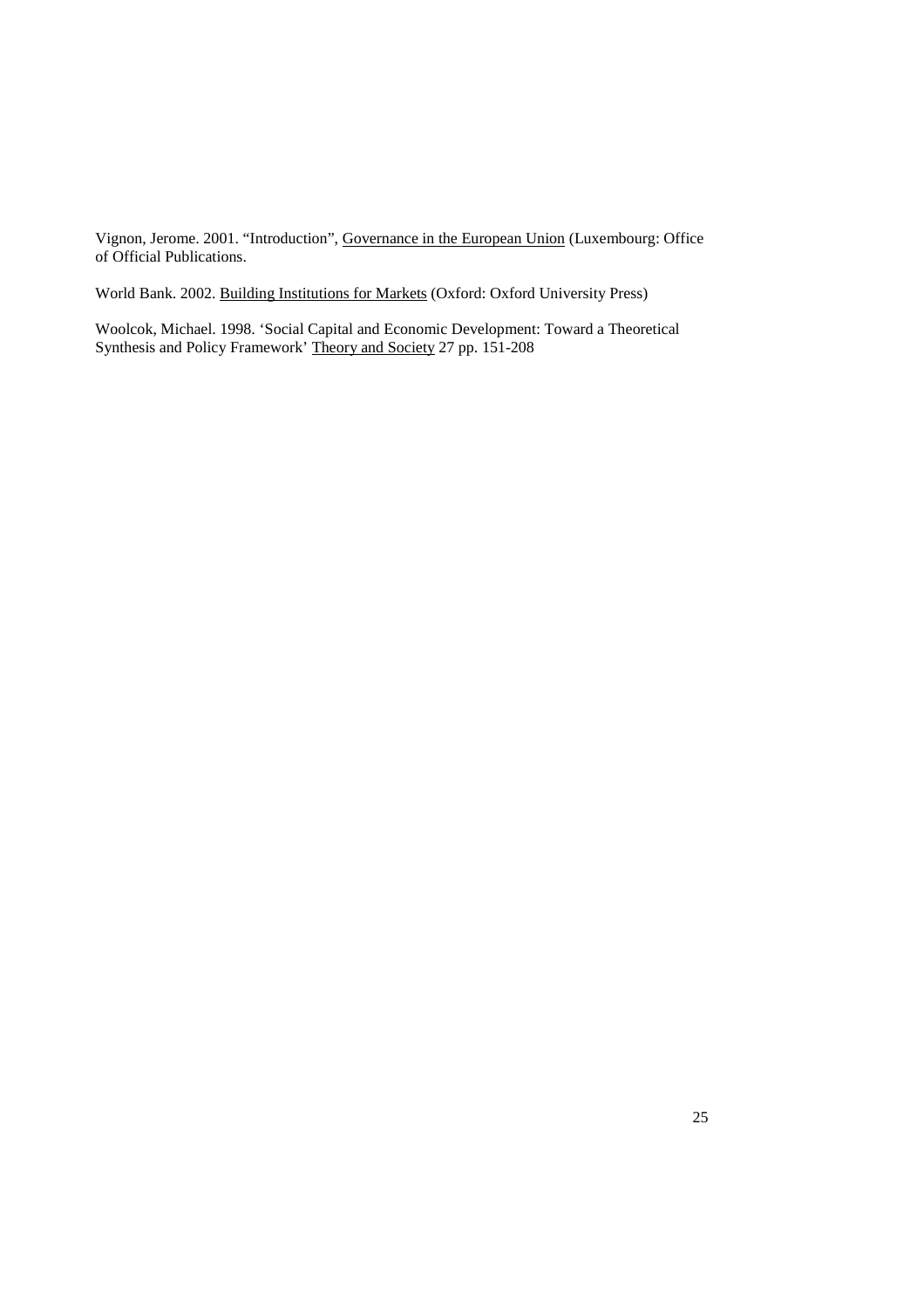Vignon, Jerome. 2001. “Introduction”, Governance in the European Union (Luxembourg: Office of Official Publications.

World Bank. 2002. Building Institutions for Markets (Oxford: Oxford University Press)

Woolcok, Michael. 1998. ‘Social Capital and Economic Development: Toward a Theoretical Synthesis and Policy Framework’ Theory and Society 27 pp. 151-208